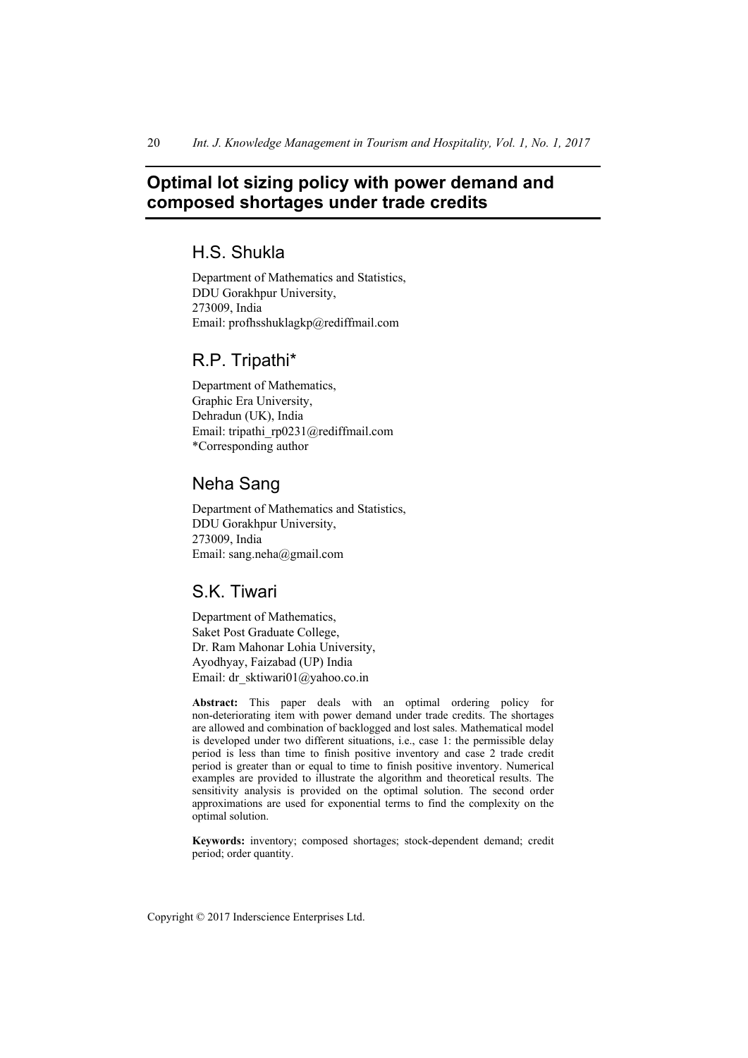# Optimal lot sizing policy with power demand and composed shortages under trade credits

## H.S. Shukla

Department of Mathematics and Statistics,
DDU Gorakhpur University,
273009, India
Email: profhsshuklagkp@rediffmail.com

## R.P. Tripathi*

Department of Mathematics,
Graphic Era University,
Dehradun (UK), India
Email: tripathi_rp0231@rediffmail.com
*Corresponding author

## Neha Sang

Department of Mathematics and Statistics,
DDU Gorakhpur University,
273009, India
Email: sang.neha@gmail.com

## S.K. Tiwari

Department of Mathematics,
Saket Post Graduate College,
Dr. Ram Mahonar Lohia University,
Ayodhyay, Faizabad (UP) India
Email: dr_sktiwari01@yahoo.co.in

**Abstract:** This paper deals with an optimal ordering policy for non-deteriorating item with power demand under trade credits. The shortages are allowed and combination of backlogged and lost sales. Mathematical model is developed under two different situations, i.e., case 1: the permissible delay period is less than time to finish positive inventory and case 2 trade credit period is greater than or equal to time to finish positive inventory. Numerical examples are provided to illustrate the algorithm and theoretical results. The sensitivity analysis is provided on the optimal solution. The second order approximations are used for exponential terms to find the complexity on the optimal solution.

**Keywords:** inventory; composed shortages; stock-dependent demand; credit period; order quantity.

Copyright © 2017 Inderscience Enterprises Ltd.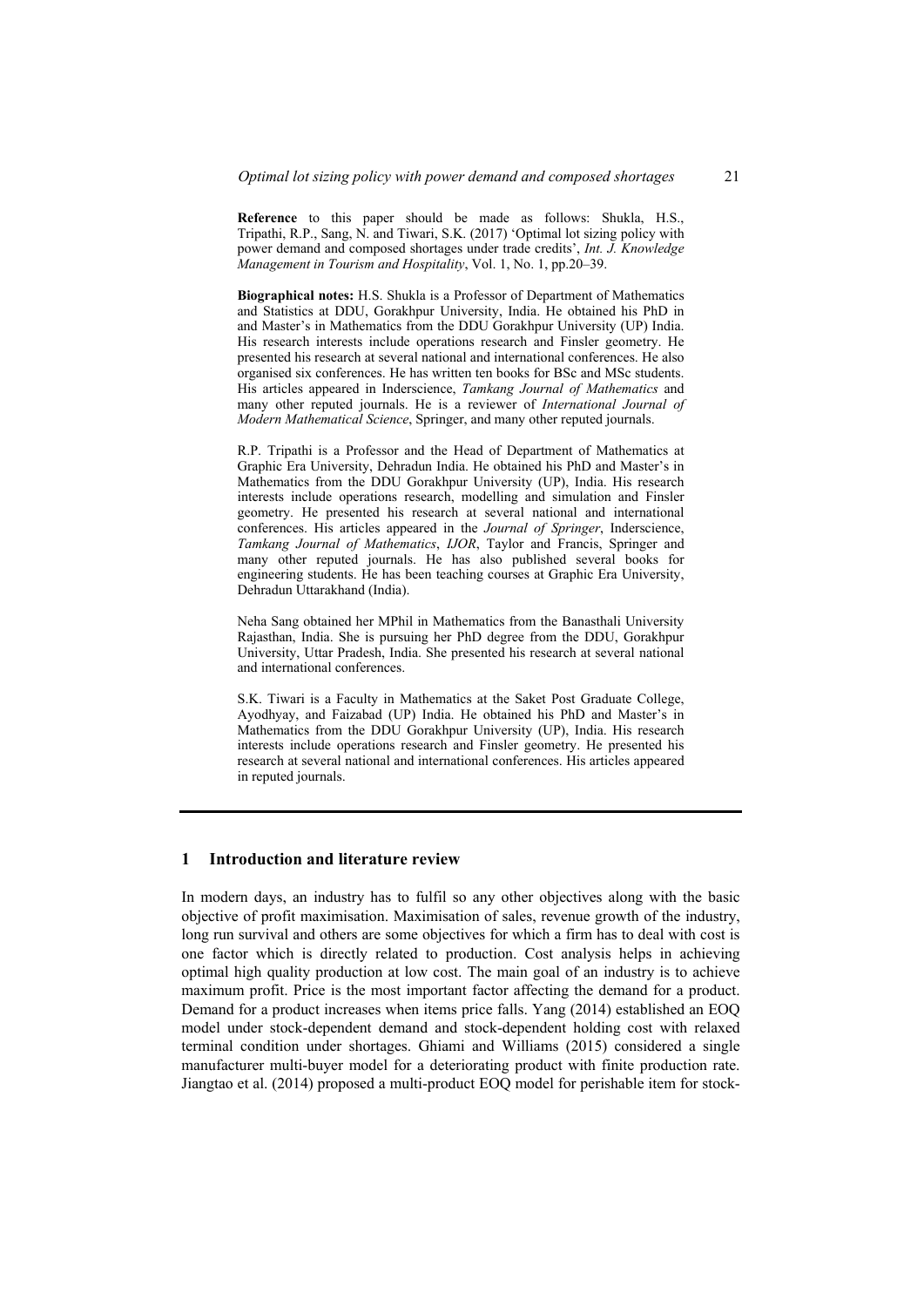**Reference** to this paper should be made as follows: Shukla, H.S., Tripathi, R.P., Sang, N. and Tiwari, S.K. (2017) 'Optimal lot sizing policy with power demand and composed shortages under trade credits', *Int. J. Knowledge Management in Tourism and Hospitality*, Vol. 1, No. 1, pp.20–39.

**Biographical notes:** H.S. Shukla is a Professor of Department of Mathematics and Statistics at DDU, Gorakhpur University, India. He obtained his PhD in and Master's in Mathematics from the DDU Gorakhpur University (UP) India. His research interests include operations research and Finsler geometry. He presented his research at several national and international conferences. He also organised six conferences. He has written ten books for BSc and MSc students. His articles appeared in Inderscience, *Tamkang Journal of Mathematics* and many other reputed journals. He is a reviewer of *International Journal of Modern Mathematical Science*, Springer, and many other reputed journals.

R.P. Tripathi is a Professor and the Head of Department of Mathematics at Graphic Era University, Dehradun India. He obtained his PhD and Master's in Mathematics from the DDU Gorakhpur University (UP), India. His research interests include operations research, modelling and simulation and Finsler geometry. He presented his research at several national and international conferences. His articles appeared in the *Journal of Springer*, Inderscience, *Tamkang Journal of Mathematics*, *IJOR*, Taylor and Francis, Springer and many other reputed journals. He has also published several books for engineering students. He has been teaching courses at Graphic Era University, Dehradun Uttarakhand (India).

Neha Sang obtained her MPhil in Mathematics from the Banasthali University Rajasthan, India. She is pursuing her PhD degree from the DDU, Gorakhpur University, Uttar Pradesh, India. She presented his research at several national and international conferences.

S.K. Tiwari is a Faculty in Mathematics at the Saket Post Graduate College, Ayodhyay, and Faizabad (UP) India. He obtained his PhD and Master's in Mathematics from the DDU Gorakhpur University (UP), India. His research interests include operations research and Finsler geometry. He presented his research at several national and international conferences. His articles appeared in reputed journals.

## 1 Introduction and literature review

In modern days, an industry has to fulfil so any other objectives along with the basic objective of profit maximisation. Maximisation of sales, revenue growth of the industry, long run survival and others are some objectives for which a firm has to deal with cost is one factor which is directly related to production. Cost analysis helps in achieving optimal high quality production at low cost. The main goal of an industry is to achieve maximum profit. Price is the most important factor affecting the demand for a product. Demand for a product increases when items price falls. Yang (2014) established an EOQ model under stock-dependent demand and stock-dependent holding cost with relaxed terminal condition under shortages. Ghiami and Williams (2015) considered a single manufacturer multi-buyer model for a deteriorating product with finite production rate. Jiangtao et al. (2014) proposed a multi-product EOQ model for perishable item for stock-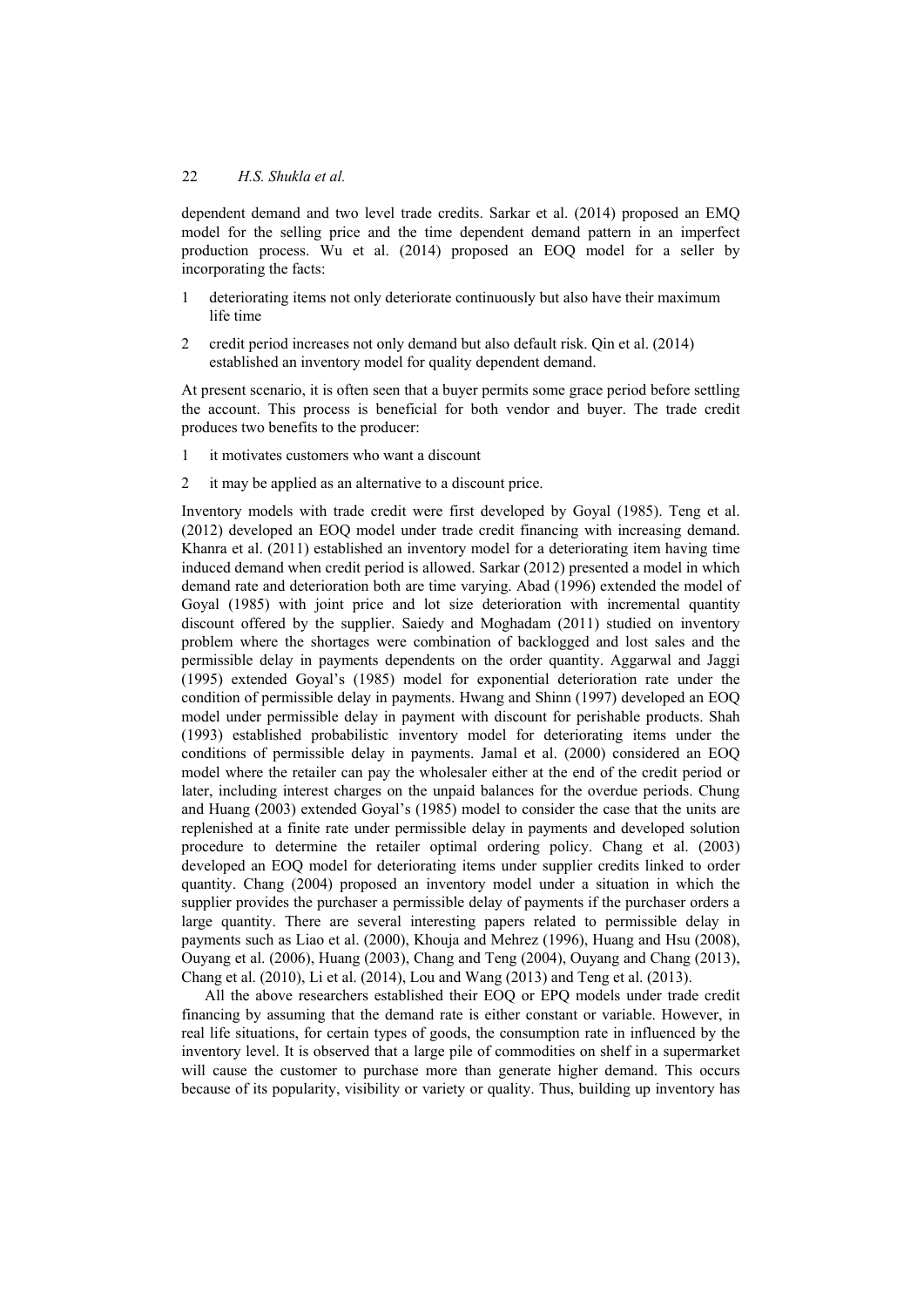dependent demand and two level trade credits. Sarkar et al. (2014) proposed an EMQ model for the selling price and the time dependent demand pattern in an imperfect production process. Wu et al. (2014) proposed an EOQ model for a seller by incorporating the facts:

1. deteriorating items not only deteriorate continuously but also have their maximum life time
2. credit period increases not only demand but also default risk. Qin et al. (2014) established an inventory model for quality dependent demand.

At present scenario, it is often seen that a buyer permits some grace period before settling the account. This process is beneficial for both vendor and buyer. The trade credit produces two benefits to the producer:

1. it motivates customers who want a discount
2. it may be applied as an alternative to a discount price.

Inventory models with trade credit were first developed by Goyal (1985). Teng et al. (2012) developed an EOQ model under trade credit financing with increasing demand. Khanra et al. (2011) established an inventory model for a deteriorating item having time induced demand when credit period is allowed. Sarkar (2012) presented a model in which demand rate and deterioration both are time varying. Abad (1996) extended the model of Goyal (1985) with joint price and lot size deterioration with incremental quantity discount offered by the supplier. Saiedy and Moghadam (2011) studied on inventory problem where the shortages were combination of backlogged and lost sales and the permissible delay in payments dependents on the order quantity. Aggarwal and Jaggi (1995) extended Goyal's (1985) model for exponential deterioration rate under the condition of permissible delay in payments. Hwang and Shinn (1997) developed an EOQ model under permissible delay in payment with discount for perishable products. Shah (1993) established probabilistic inventory model for deteriorating items under the conditions of permissible delay in payments. Jamal et al. (2000) considered an EOQ model where the retailer can pay the wholesaler either at the end of the credit period or later, including interest charges on the unpaid balances for the overdue periods. Chung and Huang (2003) extended Goyal's (1985) model to consider the case that the units are replenished at a finite rate under permissible delay in payments and developed solution procedure to determine the retailer optimal ordering policy. Chang et al. (2003) developed an EOQ model for deteriorating items under supplier credits linked to order quantity. Chang (2004) proposed an inventory model under a situation in which the supplier provides the purchaser a permissible delay of payments if the purchaser orders a large quantity. There are several interesting papers related to permissible delay in payments such as Liao et al. (2000), Khouja and Mehrez (1996), Huang and Hsu (2008), Ouyang et al. (2006), Huang (2003), Chang and Teng (2004), Ouyang and Chang (2013), Chang et al. (2010), Li et al. (2014), Lou and Wang (2013) and Teng et al. (2013).

All the above researchers established their EOQ or EPQ models under trade credit financing by assuming that the demand rate is either constant or variable. However, in real life situations, for certain types of goods, the consumption rate in influenced by the inventory level. It is observed that a large pile of commodities on shelf in a supermarket will cause the customer to purchase more than generate higher demand. This occurs because of its popularity, visibility or variety or quality. Thus, building up inventory has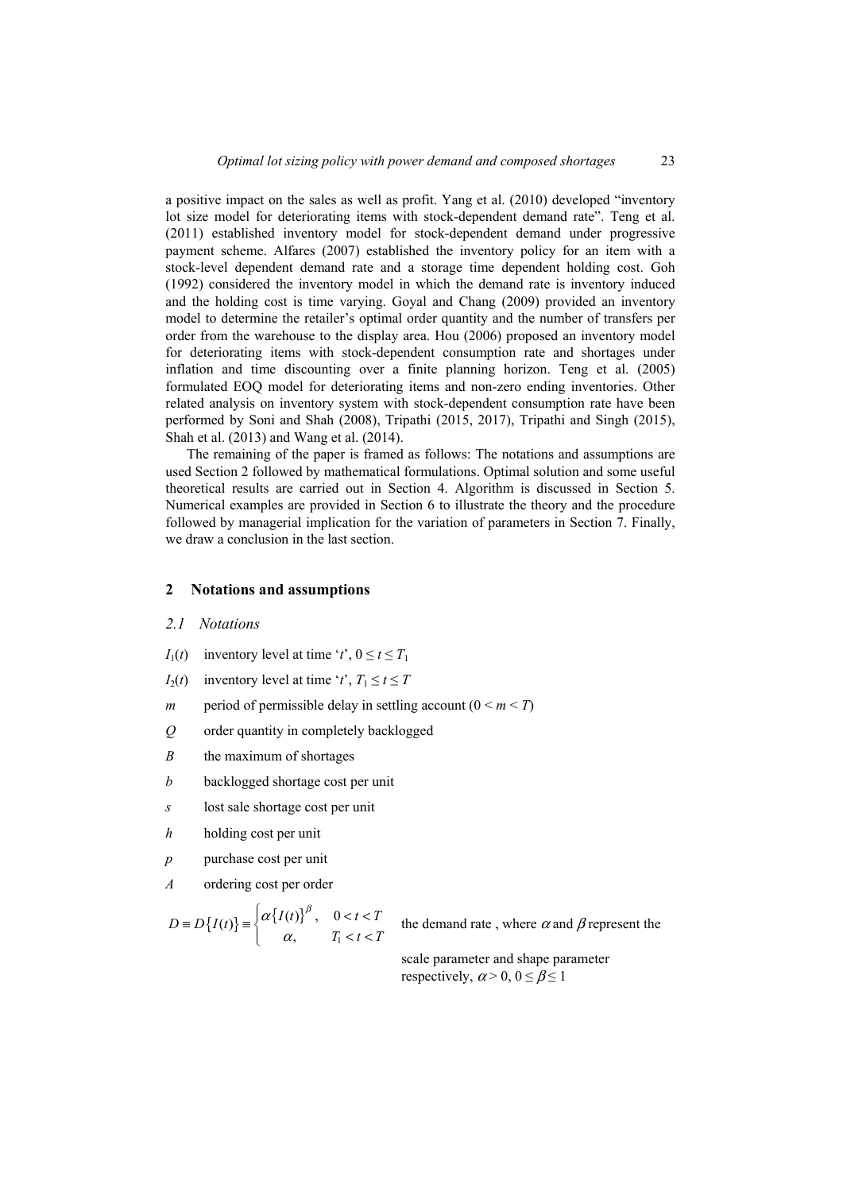a positive impact on the sales as well as profit. Yang et al. (2010) developed "inventory lot size model for deteriorating items with stock-dependent demand rate". Teng et al. (2011) established inventory model for stock-dependent demand under progressive payment scheme. Alfares (2007) established the inventory policy for an item with a stock-level dependent demand rate and a storage time dependent holding cost. Goh (1992) considered the inventory model in which the demand rate is inventory induced and the holding cost is time varying. Goyal and Chang (2009) provided an inventory model to determine the retailer's optimal order quantity and the number of transfers per order from the warehouse to the display area. Hou (2006) proposed an inventory model for deteriorating items with stock-dependent consumption rate and shortages under inflation and time discounting over a finite planning horizon. Teng et al. (2005) formulated EOQ model for deteriorating items and non-zero ending inventories. Other related analysis on inventory system with stock-dependent consumption rate have been performed by Soni and Shah (2008), Tripathi (2015, 2017), Tripathi and Singh (2015), Shah et al. (2013) and Wang et al. (2014).

The remaining of the paper is framed as follows: The notations and assumptions are used Section 2 followed by mathematical formulations. Optimal solution and some useful theoretical results are carried out in Section 4. Algorithm is discussed in Section 5. Numerical examples are provided in Section 6 to illustrate the theory and the procedure followed by managerial implication for the variation of parameters in Section 7. Finally, we draw a conclusion in the last section.

## 2 Notations and assumptions

### 2.1 Notations

$I_1(t)$ inventory level at time '$t$', $0 \leq t \leq T_1$

$I_2(t)$ inventory level at time '$t$', $T_1 \leq t \leq T$

$m$ period of permissible delay in settling account ($0 < m < T$)

$Q$ order quantity in completely backlogged

$B$ the maximum of shortages

$b$ backlogged shortage cost per unit

$s$ lost sale shortage cost per unit

$h$ holding cost per unit

$p$ purchase cost per unit

$A$ ordering cost per order

$$D \equiv D\{I(t)\} \equiv \begin{cases} \alpha\{I(t)\}^{\beta}, & 0 < t < T \\ \alpha, & T_1 < t < T \end{cases}$$

the demand rate, where $\alpha$ and $\beta$ represent the scale parameter and shape parameter respectively, $\alpha > 0$, $0 \leq \beta \leq 1$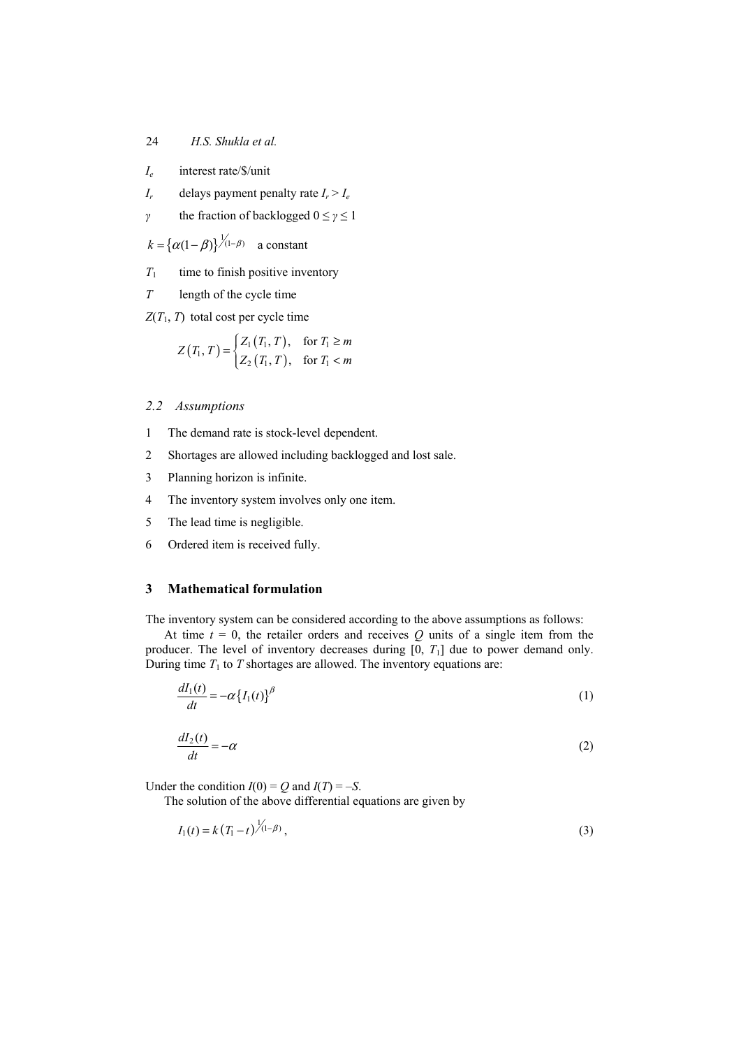$I_e$ interest rate/$/unit

$I_r$ delays payment penalty rate $I_r > I_e$

$\gamma$ the fraction of backlogged $0 \leq \gamma \leq 1$

$k = \{\alpha(1-\beta)\}^{1/(1-\beta)}$ a constant

$T_1$ time to finish positive inventory

$T$ length of the cycle time

$Z(T_1, T)$ total cost per cycle time

$$Z(T_1, T) = \begin{cases} Z_1(T_1, T), & \text{for } T_1 \geq m \\ Z_2(T_1, T), & \text{for } T_1 < m \end{cases}$$

### 2.2 Assumptions

1. The demand rate is stock-level dependent.
2. Shortages are allowed including backlogged and lost sale.
3. Planning horizon is infinite.
4. The inventory system involves only one item.
5. The lead time is negligible.
6. Ordered item is received fully.

## 3 Mathematical formulation

The inventory system can be considered according to the above assumptions as follows:

At time $t = 0$, the retailer orders and receives $Q$ units of a single item from the producer. The level of inventory decreases during $[0, T_1]$ due to power demand only. During time $T_1$ to $T$ shortages are allowed. The inventory equations are:

$$\frac{dI_1(t)}{dt} = -\alpha\{I_1(t)\}^{\beta} \tag{1}$$

$$\frac{dI_2(t)}{dt} = -\alpha \tag{2}$$

Under the condition $I(0) = Q$ and $I(T) = -S$.

The solution of the above differential equations are given by

$$I_1(t) = k(T_1 - t)^{1/(1-\beta)}, \tag{3}$$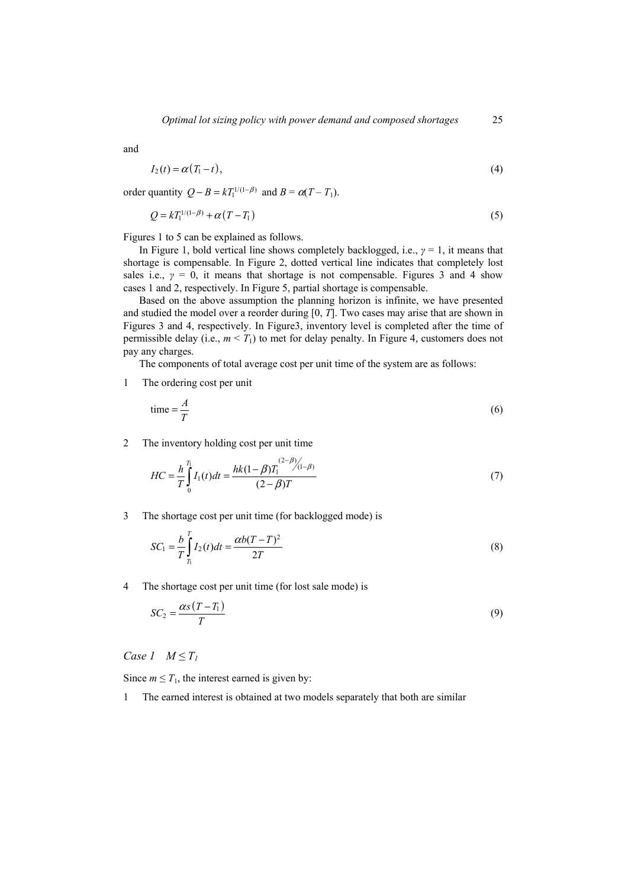and

$$I_2(t) = \alpha(T_1 - t), \tag{4}$$

order quantity $Q - B = kT_1^{1/(1-\beta)}$ and $B = \alpha(T - T_1)$.

$$Q = kT_1^{1/(1-\beta)} + \alpha(T - T_1) \tag{5}$$

Figures 1 to 5 can be explained as follows.

In Figure 1, bold vertical line shows completely backlogged, i.e., $\gamma = 1$, it means that shortage is compensable. In Figure 2, dotted vertical line indicates that completely lost sales i.e., $\gamma = 0$, it means that shortage is not compensable. Figures 3 and 4 show cases 1 and 2, respectively. In Figure 5, partial shortage is compensable.

Based on the above assumption the planning horizon is infinite, we have presented and studied the model over a reorder during $[0, T]$. Two cases may arise that are shown in Figures 3 and 4, respectively. In Figure3, inventory level is completed after the time of permissible delay (i.e., $m < T_1$) to met for delay penalty. In Figure 4, customers does not pay any charges.

The components of total average cost per unit time of the system are as follows:

1 The ordering cost per unit

$$\text{time} = \frac{A}{T} \tag{6}$$

2 The inventory holding cost per unit time

$$HC = \frac{h}{T}\int_0^{T_1} I_1(t)dt = \frac{hk(1-\beta)T_1^{(2-\beta)/(1-\beta)}}{(2-\beta)T} \tag{7}$$

3 The shortage cost per unit time (for backlogged mode) is

$$SC_1 = \frac{b}{T}\int_{T_1}^{T} I_2(t)dt = \frac{\alpha b(T-T)^2}{2T} \tag{8}$$

4 The shortage cost per unit time (for lost sale mode) is

$$SC_2 = \frac{\alpha s(T - T_1)}{T} \tag{9}$$

*Case 1* $M \leq T_1$

Since $m \leq T_1$, the interest earned is given by:

1 The earned interest is obtained at two models separately that both are similar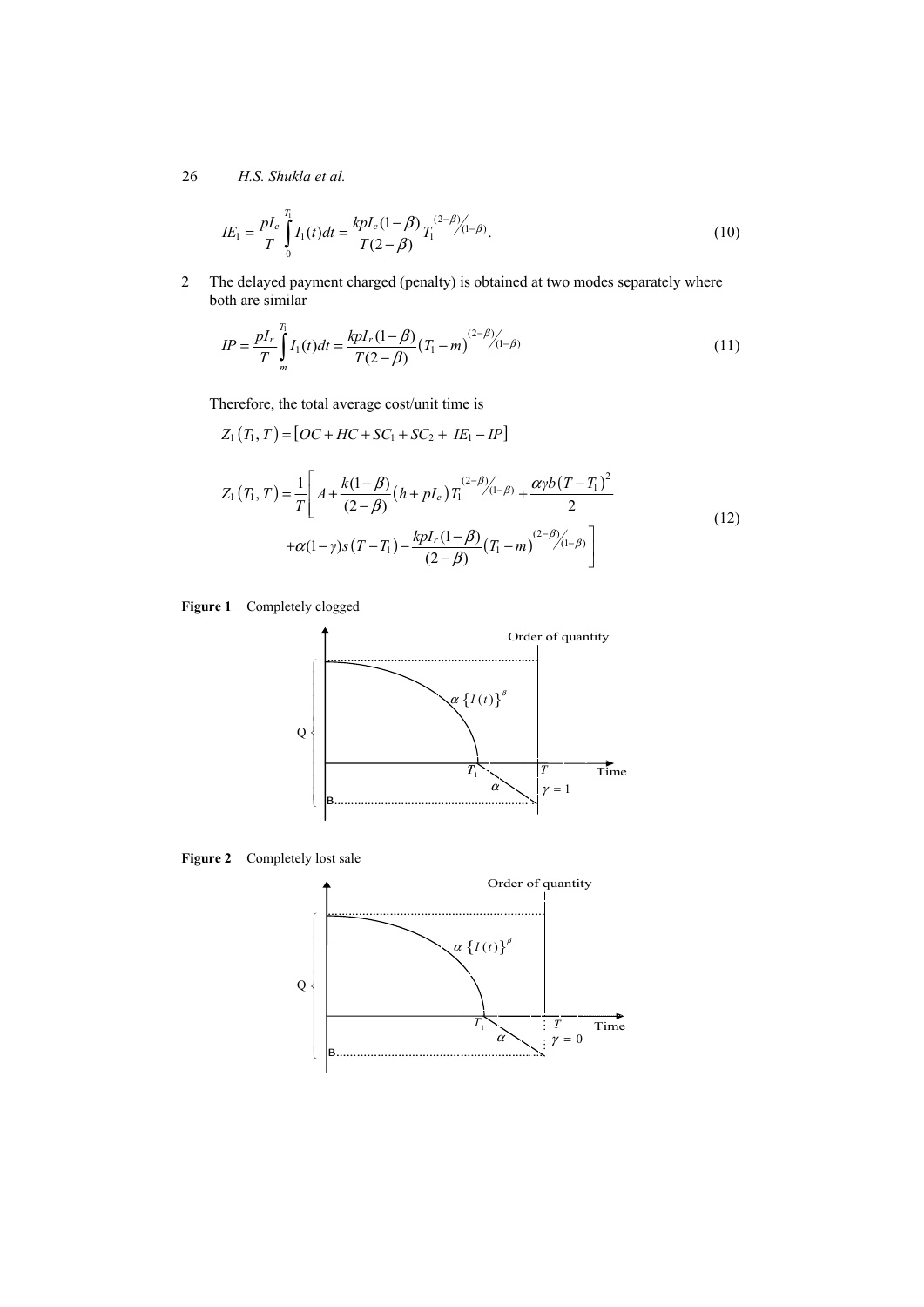$$IE_1 = \frac{pI_e}{T}\int_0^{T_1} I_1(t)dt = \frac{kpI_e(1-\beta)}{T(2-\beta)} T_1^{(2-\beta)/(1-\beta)}. \tag{10}$$

2 The delayed payment charged (penalty) is obtained at two modes separately where both are similar

$$IP = \frac{pI_r}{T}\int_m^{T_1} I_1(t)dt = \frac{kpI_r(1-\beta)}{T(2-\beta)} (T_1 - m)^{(2-\beta)/(1-\beta)} \tag{11}$$

Therefore, the total average cost/unit time is

$$Z_1(T_1, T) = [OC + HC + SC_1 + SC_2 + IE_1 - IP]$$

$$Z_1(T_1, T) = \frac{1}{T}\Bigg[A + \frac{k(1-\beta)}{(2-\beta)}(h + pI_e)T_1^{(2-\beta)/(1-\beta)} + \frac{\alpha\gamma b(T-T_1)^2}{2} + \alpha(1-\gamma)s(T-T_1) - \frac{kpI_r(1-\beta)}{(2-\beta)}(T_1 - m)^{(2-\beta)/(1-\beta)}\Bigg] \tag{12}$$

**Figure 1** Completely clogged

**Figure 2** Completely lost sale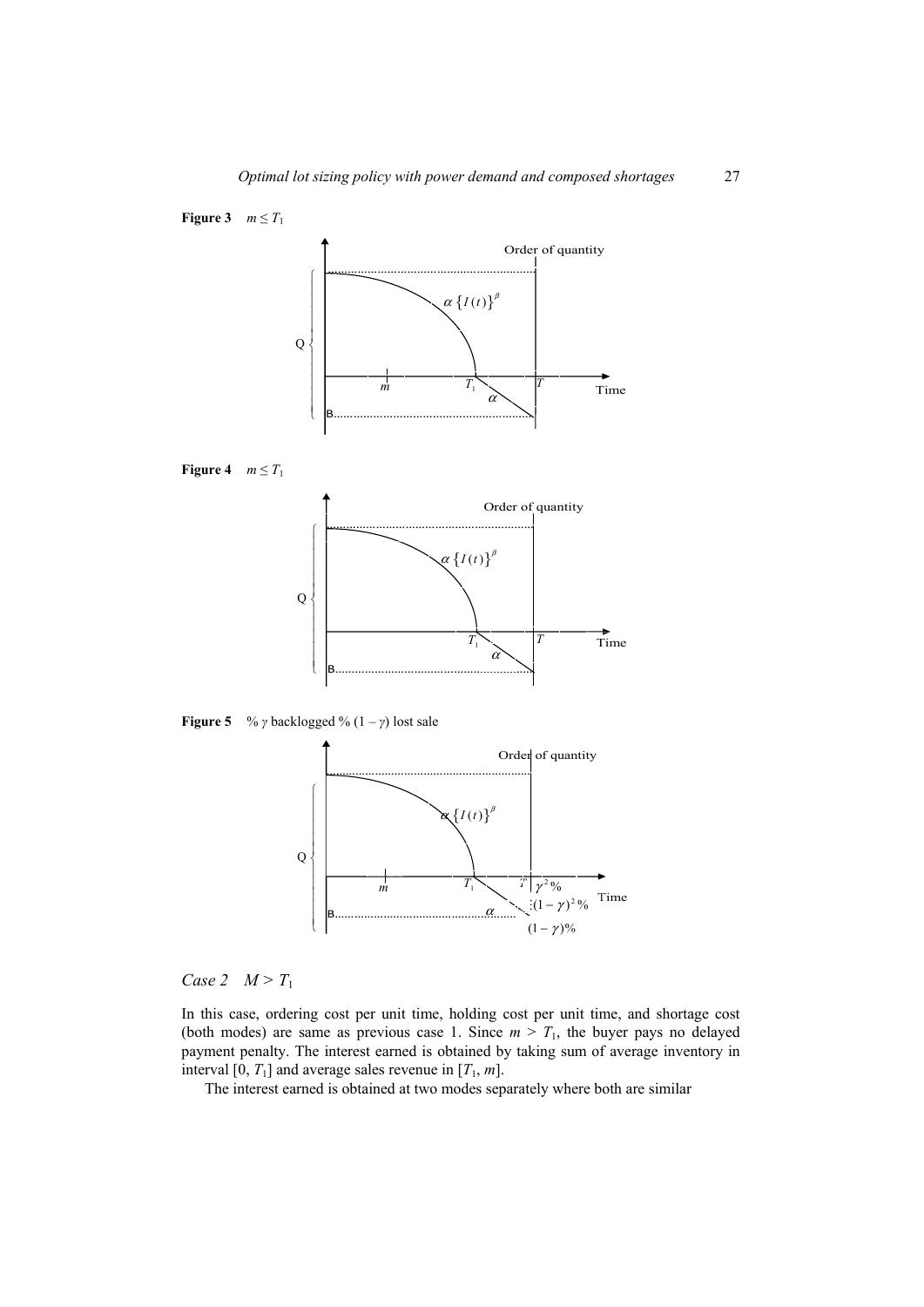**Figure 3** $m \leq T_1$

**Figure 4** $m \leq T_1$

**Figure 5** % $\gamma$ backlogged % $(1-\gamma)$ lost sale

*Case 2* $M > T_1$

In this case, ordering cost per unit time, holding cost per unit time, and shortage cost (both modes) are same as previous case 1. Since $m > T_1$, the buyer pays no delayed payment penalty. The interest earned is obtained by taking sum of average inventory in interval $[0, T_1]$ and average sales revenue in $[T_1, m]$.

The interest earned is obtained at two modes separately where both are similar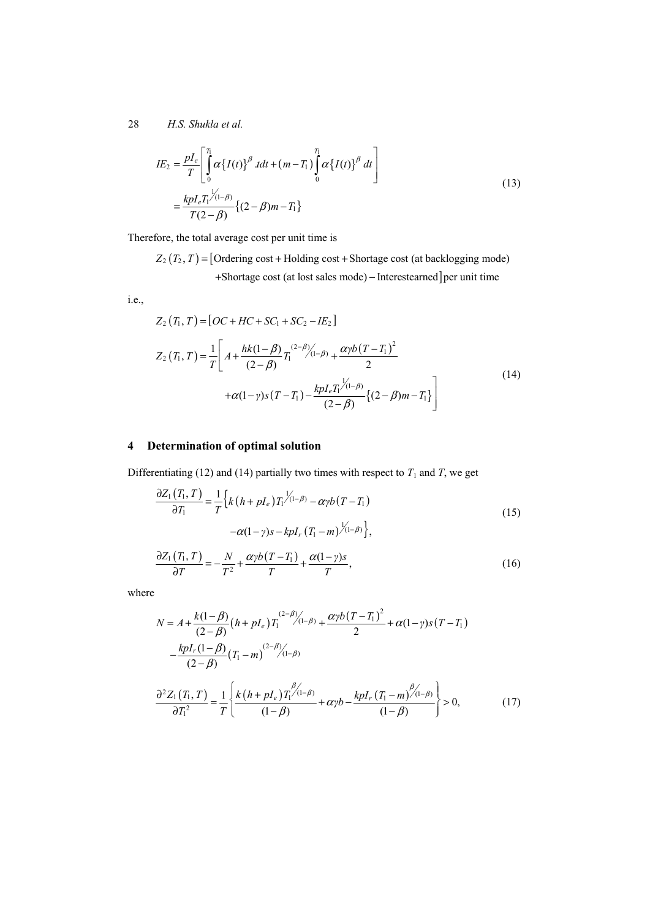$$IE_2 = \frac{pI_e}{T}\left[\int_0^{T_1} \alpha\{I(t)\}^\beta \, t dt + (m - T_1)\int_0^{T_1} \alpha\{I(t)\}^\beta \, dt\right] = \frac{kpI_e T_1^{1/(1-\beta)}}{T(2-\beta)}\{(2-\beta)m - T_1\} \tag{13}$$

Therefore, the total average cost per unit time is

$Z_2(T_2, T) = [$Ordering cost + Holding cost + Shortage cost (at backlogging mode) +Shortage cost (at lost sales mode) − Interestearned$]$ per unit time

i.e.,

$$Z_2(T_1, T) = [OC + HC + SC_1 + SC_2 - IE_2]$$

$$Z_2(T_1, T) = \frac{1}{T}\left[A + \frac{hk(1-\beta)}{(2-\beta)} T_1^{(2-\beta)/(1-\beta)} + \frac{\alpha\gamma b (T - T_1)^2}{2} + \alpha(1-\gamma)s(T - T_1) - \frac{kpI_e T_1^{1/(1-\beta)}}{(2-\beta)}\{(2-\beta)m - T_1\}\right] \tag{14}$$

## 4 Determination of optimal solution

Differentiating (12) and (14) partially two times with respect to $T_1$ and $T$, we get

$$\frac{\partial Z_1(T_1, T)}{\partial T_1} = \frac{1}{T}\left\{k(h + pI_e)T_1^{1/(1-\beta)} - \alpha\gamma b(T - T_1) - \alpha(1-\gamma)s - kpI_r (T_1 - m)^{1/(1-\beta)}\right\}, \tag{15}$$

$$\frac{\partial Z_1(T_1, T)}{\partial T} = -\frac{N}{T^2} + \frac{\alpha\gamma b(T - T_1)}{T} + \frac{\alpha(1-\gamma)s}{T}, \tag{16}$$

where

$$N = A + \frac{k(1-\beta)}{(2-\beta)}(h + pI_e)T_1^{(2-\beta)/(1-\beta)} + \frac{\alpha\gamma b(T - T_1)^2}{2} + \alpha(1-\gamma)s(T - T_1) - \frac{kpI_r(1-\beta)}{(2-\beta)}(T_1 - m)^{(2-\beta)/(1-\beta)}$$

$$\frac{\partial^2 Z_1(T_1, T)}{\partial T_1^2} = \frac{1}{T}\left\{\frac{k(h + pI_e)T_1^{\beta/(1-\beta)}}{(1-\beta)} + \alpha\gamma b - \frac{kpI_r (T_1 - m)^{\beta/(1-\beta)}}{(1-\beta)}\right\} > 0, \tag{17}$$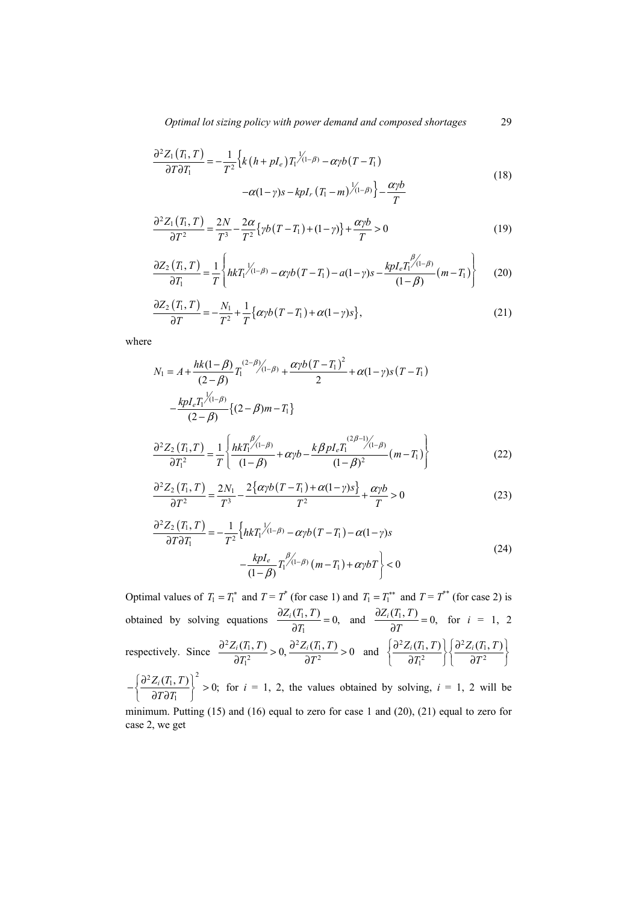$$\frac{\partial^2 Z_1(T_1,T)}{\partial T \partial T_1} = -\frac{1}{T^2}\Big\{k\left(h+pI_e\right)T_1^{1/(1-\beta)} - \alpha\gamma b\left(T-T_1\right) - \alpha(1-\gamma)s - kpI_r\left(T_1-m\right)^{1/(1-\beta)}\Big\} - \frac{\alpha\gamma b}{T} \tag{18}$$

$$\frac{\partial^2 Z_1(T_1,T)}{\partial T^2} = \frac{2N}{T^3} - \frac{2\alpha}{T^2}\left\{\gamma b\left(T-T_1\right)+(1-\gamma)\right\} + \frac{\alpha\gamma b}{T} > 0 \tag{19}$$

$$\frac{\partial Z_2(T_1,T)}{\partial T_1} = \frac{1}{T}\left\{hkT_1^{1/(1-\beta)} - \alpha\gamma b\left(T-T_1\right) - a(1-\gamma)s - \frac{kpI_eT_1^{\beta/(1-\beta)}}{(1-\beta)}\left(m-T_1\right)\right\} \tag{20}$$

$$\frac{\partial Z_2(T_1,T)}{\partial T} = -\frac{N_1}{T^2} + \frac{1}{T}\left\{\alpha\gamma b\left(T-T_1\right)+\alpha(1-\gamma)s\right\}, \tag{21}$$

where

$$N_1 = A + \frac{hk(1-\beta)}{(2-\beta)}T_1^{(2-\beta)/(1-\beta)} + \frac{\alpha\gamma b\left(T-T_1\right)^2}{2} + \alpha(1-\gamma)s\left(T-T_1\right) - \frac{kpI_eT_1^{1/(1-\beta)}}{(2-\beta)}\left\{(2-\beta)m-T_1\right\}$$

$$\frac{\partial^2 Z_2(T_1,T)}{\partial T_1^2} = \frac{1}{T}\left\{\frac{hkT_1^{\beta/(1-\beta)}}{(1-\beta)} + \alpha\gamma b - \frac{k\beta pI_eT_1^{(2\beta-1)/(1-\beta)}}{(1-\beta)^2}\left(m-T_1\right)\right\} \tag{22}$$

$$\frac{\partial^2 Z_2(T_1,T)}{\partial T^2} = \frac{2N_1}{T^3} - \frac{2\left\{\alpha\gamma b\left(T-T_1\right)+\alpha(1-\gamma)s\right\}}{T^2} + \frac{\alpha\gamma b}{T} > 0 \tag{23}$$

$$\frac{\partial^2 Z_2(T_1,T)}{\partial T \partial T_1} = -\frac{1}{T^2}\left\{hkT_1^{1/(1-\beta)} - \alpha\gamma b\left(T-T_1\right) - \alpha(1-\gamma)s - \frac{kpI_e}{(1-\beta)}T_1^{\beta/(1-\beta)}\left(m-T_1\right) + \alpha\gamma bT\right\} < 0 \tag{24}$$

Optimal values of $T_1 = T_1^*$ and $T = T^*$ (for case 1) and $T_1 = T_1^{**}$ and $T = T^{**}$ (for case 2) is obtained by solving equations $\frac{\partial Z_i(T_1,T)}{\partial T_1} = 0,$ and $\frac{\partial Z_i(T_1,T)}{\partial T} = 0,$ for $i$ = 1, 2 respectively. Since $\frac{\partial^2 Z_i(T_1,T)}{\partial T_1^2} > 0, \frac{\partial^2 Z_i(T_1,T)}{\partial T^2} > 0$ and $\left\{\frac{\partial^2 Z_i(T_1,T)}{\partial T_1^2}\right\}\left\{\frac{\partial^2 Z_i(T_1,T)}{\partial T^2}\right\} - \left\{\frac{\partial^2 Z_i(T_1,T)}{\partial T \partial T_1}\right\}^2 > 0;$ for $i$ = 1, 2, the values obtained by solving, $i$ = 1, 2 will be minimum. Putting (15) and (16) equal to zero for case 1 and (20), (21) equal to zero for case 2, we get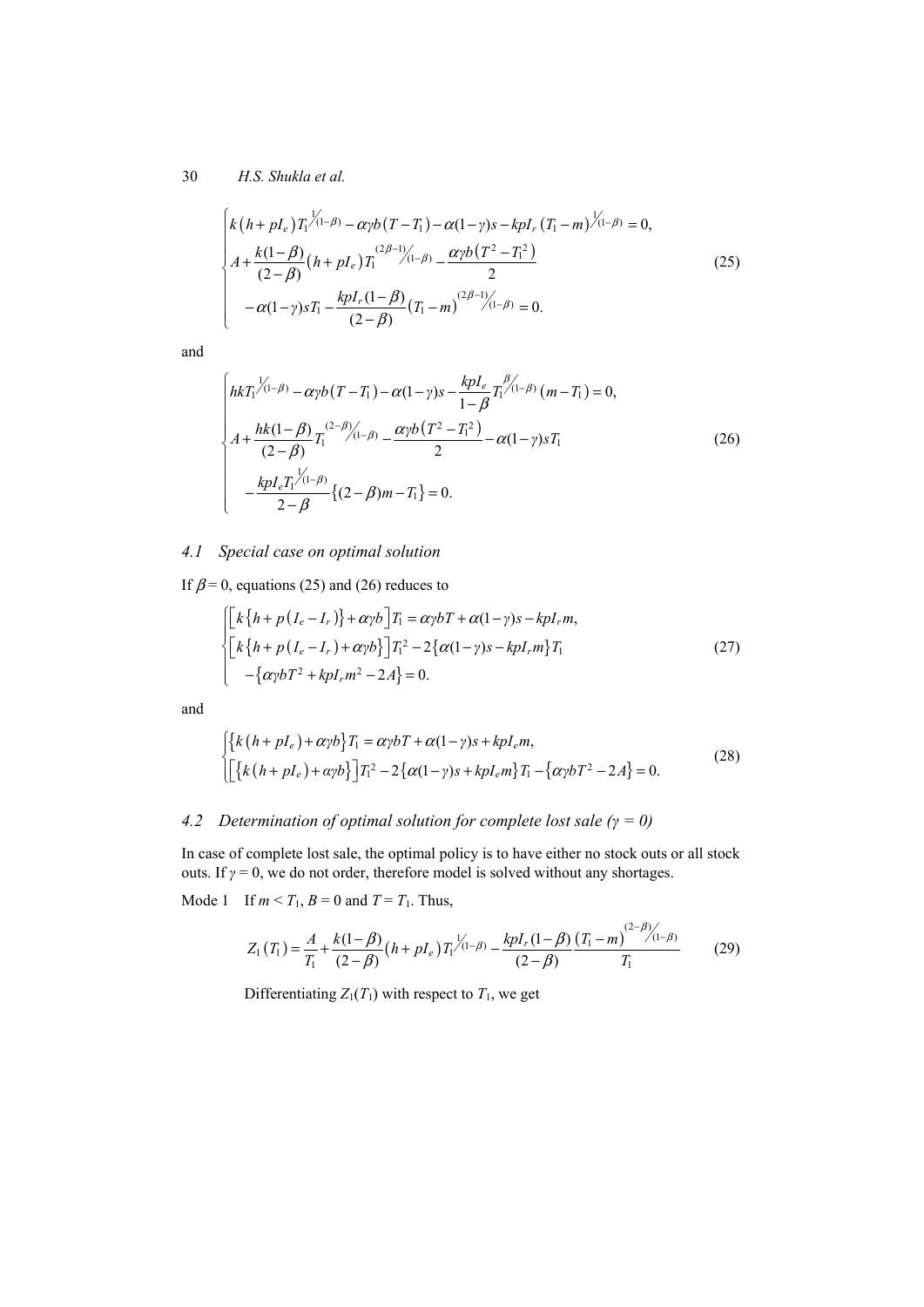$$
\begin{cases}
k\left(h+pI_e\right)T_1^{1/(1-\beta)}-\alpha\gamma b\left(T-T_1\right)-\alpha(1-\gamma)s-kpI_r\left(T_1-m\right)^{1/(1-\beta)}=0,\\
A+\dfrac{k(1-\beta)}{(2-\beta)}\left(h+pI_e\right)T_1^{(2\beta-1)/(1-\beta)}-\dfrac{\alpha\gamma b\left(T^2-T_1^2\right)}{2}\\
\quad -\alpha(1-\gamma)sT_1-\dfrac{kpI_r(1-\beta)}{(2-\beta)}\left(T_1-m\right)^{(2\beta-1)/(1-\beta)}=0.
\end{cases}
\tag{25}
$$

and

$$
\begin{cases}
hkT_1^{1/(1-\beta)}-\alpha\gamma b\left(T-T_1\right)-\alpha(1-\gamma)s-\dfrac{kpI_e}{1-\beta}T_1^{\beta/(1-\beta)}\left(m-T_1\right)=0,\\
A+\dfrac{hk(1-\beta)}{(2-\beta)}T_1^{(2-\beta)/(1-\beta)}-\dfrac{\alpha\gamma b\left(T^2-T_1^2\right)}{2}-\alpha(1-\gamma)sT_1\\
\quad -\dfrac{kpI_eT_1^{1/(1-\beta)}}{2-\beta}\left\{(2-\beta)m-T_1\right\}=0.
\end{cases}
\tag{26}
$$

## 4.1 Special case on optimal solution

If $\beta = 0$, equations (25) and (26) reduces to

$$
\begin{cases}
\left[k\left\{h+p\left(I_e-I_r\right)\right\}+\alpha\gamma b\right]T_1=\alpha\gamma bT+\alpha(1-\gamma)s-kpI_rm,\\
\left[k\left\{h+p\left(I_e-I_r\right)+\alpha\gamma b\right\}\right]T_1^2-2\left\{\alpha(1-\gamma)s-kpI_rm\right\}T_1\\
\quad -\left\{\alpha\gamma bT^2+kpI_rm^2-2A\right\}=0.
\end{cases}
\tag{27}
$$

and

$$
\begin{cases}
\left\{k\left(h+pI_e\right)+\alpha\gamma b\right\}T_1=\alpha\gamma bT+\alpha(1-\gamma)s+kpI_em,\\
\left[\left\{k\left(h+pI_e\right)+\alpha\gamma b\right\}\right]T_1^2-2\left\{\alpha(1-\gamma)s+kpI_em\right\}T_1-\left\{\alpha\gamma bT^2-2A\right\}=0.
\end{cases}
\tag{28}
$$

## 4.2 Determination of optimal solution for complete lost sale ($\gamma = 0$)

In case of complete lost sale, the optimal policy is to have either no stock outs or all stock outs. If $\gamma = 0$, we do not order, therefore model is solved without any shortages.

Mode 1 If $m < T_1$, $B = 0$ and $T = T_1$. Thus,

$$
Z_1\left(T_1\right)=\frac{A}{T_1}+\frac{k(1-\beta)}{(2-\beta)}\left(h+pI_e\right)T_1^{1/(1-\beta)}-\frac{kpI_r(1-\beta)}{(2-\beta)}\frac{\left(T_1-m\right)^{(2-\beta)/(1-\beta)}}{T_1}
\tag{29}
$$

Differentiating $Z_1(T_1)$ with respect to $T_1$, we get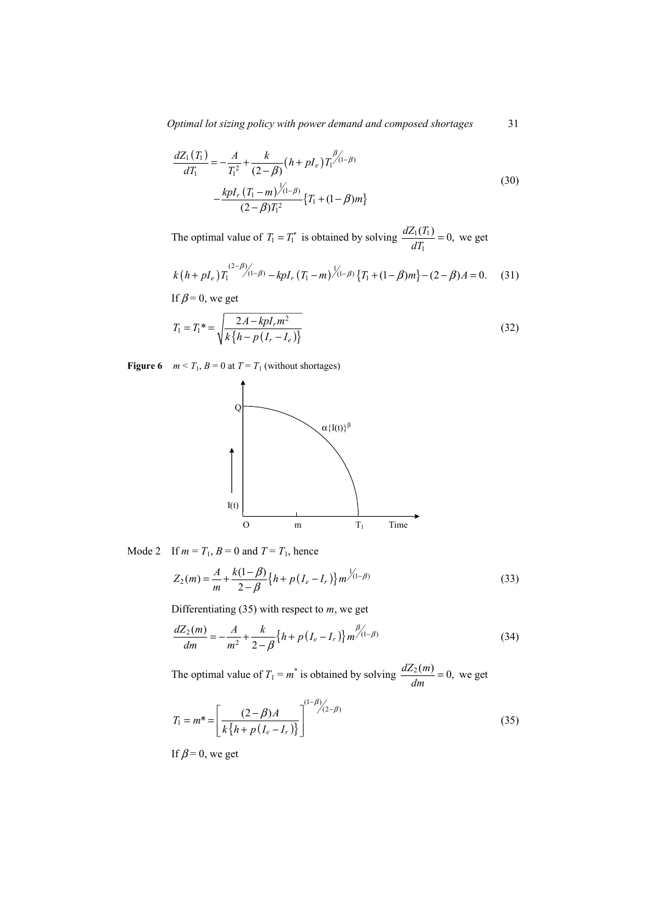$$\frac{dZ_1(T_1)}{dT_1} = -\frac{A}{T_1^2} + \frac{k}{(2-\beta)}\left(h + pI_e\right)T_1^{\beta/(1-\beta)} - \frac{kpI_r\left(T_1 - m\right)^{1/(1-\beta)}}{(2-\beta)T_1^2}\left\{T_1 + (1-\beta)m\right\} \tag{30}$$

The optimal value of $T_1 = T_1^*$ is obtained by solving $\frac{dZ_1(T_1)}{dT_1} = 0,$ we get

$$k\left(h + pI_e\right)T_1^{(2-\beta)/(1-\beta)} - kpI_r\left(T_1 - m\right)^{1/(1-\beta)}\left\{T_1 + (1-\beta)m\right\} - (2-\beta)A = 0. \tag{31}$$

If $\beta = 0$, we get

$$T_1 = T_1{*} = \sqrt{\frac{2A - kpI_r m^2}{k\left\{h - p\left(I_r - I_e\right)\right\}}} \tag{32}$$

**Figure 6** $m < T_1$, $B = 0$ at $T = T_1$ (without shortages)

Mode 2 If $m = T_1$, $B = 0$ and $T = T_1$, hence

$$Z_2(m) = \frac{A}{m} + \frac{k(1-\beta)}{2-\beta}\left\{h + p\left(I_e - I_r\right)\right\}m^{1/(1-\beta)} \tag{33}$$

Differentiating (35) with respect to $m$, we get

$$\frac{dZ_2(m)}{dm} = -\frac{A}{m^2} + \frac{k}{2-\beta}\left\{h + p\left(I_e - I_r\right)\right\}m^{\beta/(1-\beta)} \tag{34}$$

The optimal value of $T_1 = m^*$ is obtained by solving $\frac{dZ_2(m)}{dm} = 0,$ we get

$$T_1 = m{*} = \left[\frac{(2-\beta)A}{k\left\{h + p\left(I_e - I_r\right)\right\}}\right]^{(1-\beta)/(2-\beta)} \tag{35}$$

If $\beta = 0$, we get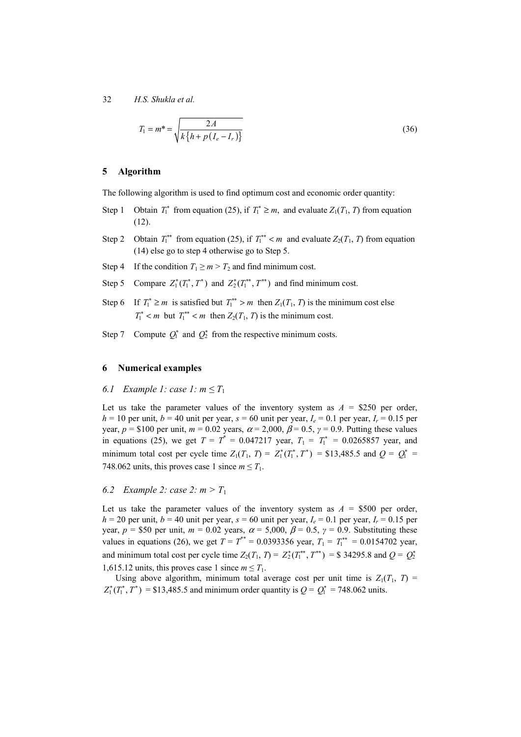$$T_1 = m^* = \sqrt{\frac{2A}{k\{h + p(I_e - I_r)\}}} \tag{36}$$

## 5 Algorithm

The following algorithm is used to find optimum cost and economic order quantity:

- Step 1 Obtain $T_1^*$ from equation (25), if $T_1^* \geq m$, and evaluate $Z_1(T_1, T)$ from equation (12).
- Step 2 Obtain $T_1^{**}$ from equation (25), if $T_1^{**} < m$ and evaluate $Z_2(T_1, T)$ from equation (14) else go to step 4 otherwise go to Step 5.
- Step 4 If the condition $T_1 \geq m > T_2$ and find minimum cost.
- Step 5 Compare $Z_1^*(T_1^*, T^*)$ and $Z_2^*(T_1^{**}, T^{**})$ and find minimum cost.
- Step 6 If $T_1^* \geq m$ is satisfied but $T_1^{**} > m$ then $Z_1(T_1, T)$ is the minimum cost else $T_1^* < m$ but $T_1^{**} < m$ then $Z_2(T_1, T)$ is the minimum cost.
- Step 7 Compute $Q_1^*$ and $Q_2^*$ from the respective minimum costs.

## 6 Numerical examples

### 6.1 Example 1: case 1: $m \leq T_1$

Let us take the parameter values of the inventory system as $A$ = \$250 per order, $h$ = 10 per unit, $b$ = 40 unit per year, $s$ = 60 unit per year, $I_e$ = 0.1 per year, $I_r$ = 0.15 per year, $p$ = \$100 per unit, $m$ = 0.02 years, $\alpha$ = 2,000, $\beta$ = 0.5, $\gamma$ = 0.9. Putting these values in equations (25), we get $T = T^* = 0.047217$ year, $T_1 = T_1^* = 0.0265857$ year, and minimum total cost per cycle time $Z_1(T_1, T) = Z_1^*(T_1^*, T^*)$ = \$13,485.5 and $Q = Q_1^*$ = 748.062 units, this proves case 1 since $m \leq T_1$.

### 6.2 Example 2: case 2: $m > T_1$

Let us take the parameter values of the inventory system as $A$ = \$500 per order, $h$ = 20 per unit, $b$ = 40 unit per year, $s$ = 60 unit per year, $I_e$ = 0.1 per year, $I_r$ = 0.15 per year, $p$ = \$50 per unit, $m$ = 0.02 years, $\alpha$ = 5,000, $\beta$ = 0.5, $\gamma$ = 0.9. Substituting these values in equations (26), we get $T = T^{**} = 0.0393356$ year, $T_1 = T_1^{**} = 0.0154702$ year, and minimum total cost per cycle time $Z_2(T_1, T) = Z_2^*(T_1^{**}, T^{**})$ = \$ 34295.8 and $Q = Q_2^*$ 1,615.12 units, this proves case 1 since $m \leq T_1$.

Using above algorithm, minimum total average cost per unit time is $Z_1(T_1, T) = Z_1^*(T_1^*, T^*)$ = \$13,485.5 and minimum order quantity is $Q = Q_1^*$ = 748.062 units.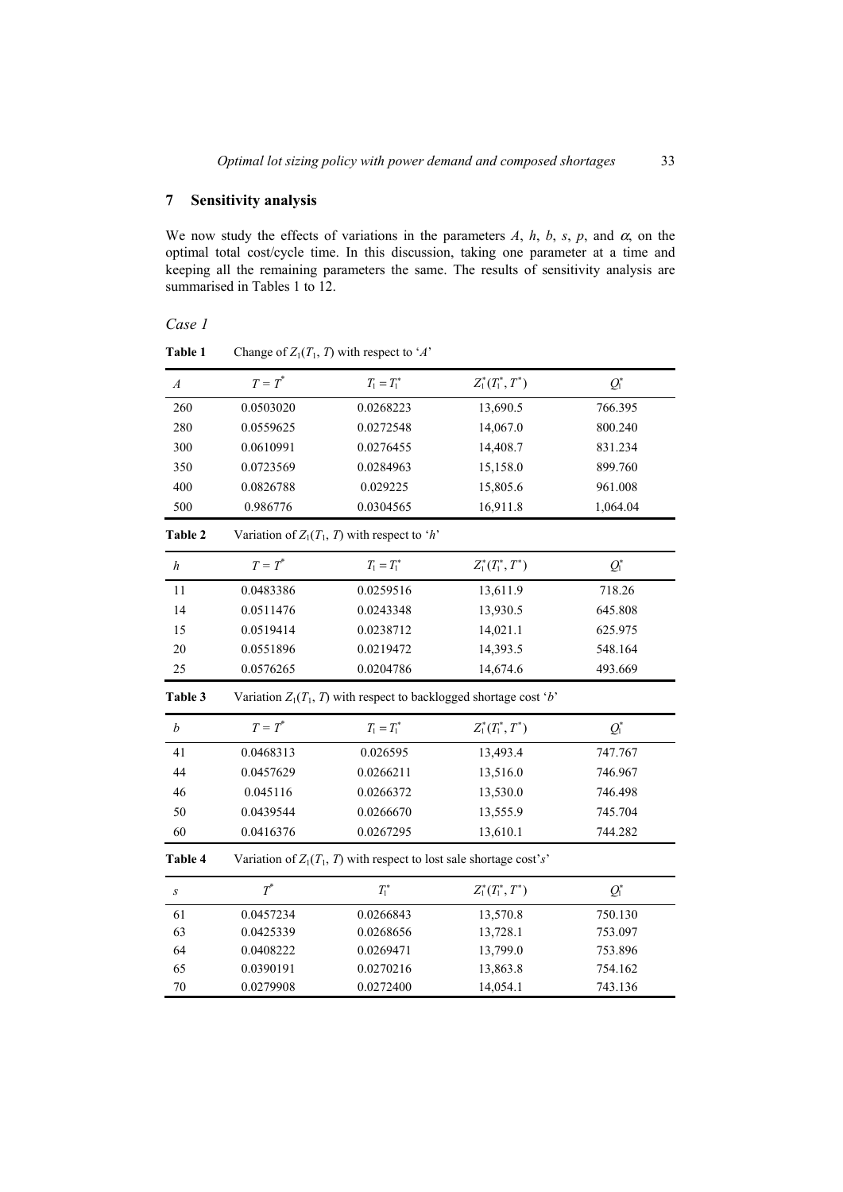## 7 Sensitivity analysis

We now study the effects of variations in the parameters $A$, $h$, $b$, $s$, $p$, and $\alpha$, on the optimal total cost/cycle time. In this discussion, taking one parameter at a time and keeping all the remaining parameters the same. The results of sensitivity analysis are summarised in Tables 1 to 12.

*Case 1*

**Table 1** Change of $Z_1(T_1, T)$ with respect to '$A$'

| $A$ | $T = T^*$ | $T_1 = T_1^*$ | $Z_1^*(T_1^*, T^*)$ | $Q_1^*$ |
|---|---|---|---|---|
| 260 | 0.0503020 | 0.0268223 | 13,690.5 | 766.395 |
| 280 | 0.0559625 | 0.0272548 | 14,067.0 | 800.240 |
| 300 | 0.0610991 | 0.0276455 | 14,408.7 | 831.234 |
| 350 | 0.0723569 | 0.0284963 | 15,158.0 | 899.760 |
| 400 | 0.0826788 | 0.029225 | 15,805.6 | 961.008 |
| 500 | 0.986776 | 0.0304565 | 16,911.8 | 1,064.04 |

**Table 2** Variation of $Z_1(T_1, T)$ with respect to '$h$'

| $h$ | $T = T^*$ | $T_1 = T_1^*$ | $Z_1^*(T_1^*, T^*)$ | $Q_1^*$ |
|---|---|---|---|---|
| 11 | 0.0483386 | 0.0259516 | 13,611.9 | 718.26 |
| 14 | 0.0511476 | 0.0243348 | 13,930.5 | 645.808 |
| 15 | 0.0519414 | 0.0238712 | 14,021.1 | 625.975 |
| 20 | 0.0551896 | 0.0219472 | 14,393.5 | 548.164 |
| 25 | 0.0576265 | 0.0204786 | 14,674.6 | 493.669 |

**Table 3** Variation $Z_1(T_1, T)$ with respect to backlogged shortage cost '$b$'

| $b$ | $T = T^*$ | $T_1 = T_1^*$ | $Z_1^*(T_1^*, T^*)$ | $Q_1^*$ |
|---|---|---|---|---|
| 41 | 0.0468313 | 0.026595 | 13,493.4 | 747.767 |
| 44 | 0.0457629 | 0.0266211 | 13,516.0 | 746.967 |
| 46 | 0.045116 | 0.0266372 | 13,530.0 | 746.498 |
| 50 | 0.0439544 | 0.0266670 | 13,555.9 | 745.704 |
| 60 | 0.0416376 | 0.0267295 | 13,610.1 | 744.282 |

**Table 4** Variation of $Z_1(T_1, T)$ with respect to lost sale shortage cost'$s$'

| $s$ | $T^*$ | $T_1^*$ | $Z_1^*(T_1^*, T^*)$ | $Q_1^*$ |
|---|---|---|---|---|
| 61 | 0.0457234 | 0.0266843 | 13,570.8 | 750.130 |
| 63 | 0.0425339 | 0.0268656 | 13,728.1 | 753.097 |
| 64 | 0.0408222 | 0.0269471 | 13,799.0 | 753.896 |
| 65 | 0.0390191 | 0.0270216 | 13,863.8 | 754.162 |
| 70 | 0.0279908 | 0.0272400 | 14,054.1 | 743.136 |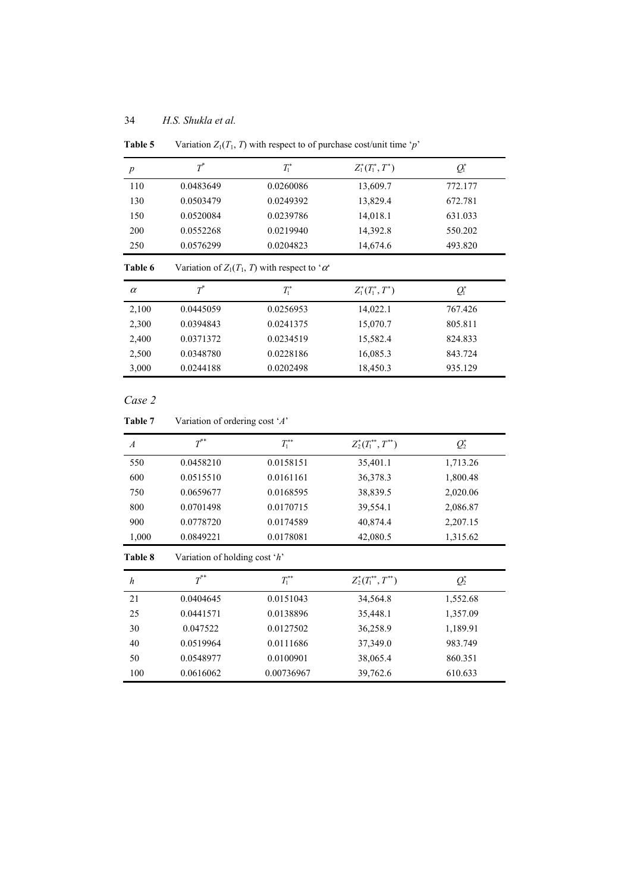**Table 5** Variation $Z_1(T_1, T)$ with respect to of purchase cost/unit time '$p$'

| $p$ | $T^*$ | $T_1^*$ | $Z_1^*(T_1^*, T^*)$ | $Q_1^*$ |
|---|---|---|---|---|
| 110 | 0.0483649 | 0.0260086 | 13,609.7 | 772.177 |
| 130 | 0.0503479 | 0.0249392 | 13,829.4 | 672.781 |
| 150 | 0.0520084 | 0.0239786 | 14,018.1 | 631.033 |
| 200 | 0.0552268 | 0.0219940 | 14,392.8 | 550.202 |
| 250 | 0.0576299 | 0.0204823 | 14,674.6 | 493.820 |

**Table 6** Variation of $Z_1(T_1, T)$ with respect to '$\alpha$'

| $\alpha$ | $T^*$ | $T_1^*$ | $Z_1^*(T_1^*, T^*)$ | $Q_1^*$ |
|---|---|---|---|---|
| 2,100 | 0.0445059 | 0.0256953 | 14,022.1 | 767.426 |
| 2,300 | 0.0394843 | 0.0241375 | 15,070.7 | 805.811 |
| 2,400 | 0.0371372 | 0.0234519 | 15,582.4 | 824.833 |
| 2,500 | 0.0348780 | 0.0228186 | 16,085.3 | 843.724 |
| 3,000 | 0.0244188 | 0.0202498 | 18,450.3 | 935.129 |

*Case 2*

**Table 7** Variation of ordering cost '$A$'

| $A$ | $T^{**}$ | $T_1^{**}$ | $Z_2^*(T_1^{**}, T^{**})$ | $Q_2^*$ |
|---|---|---|---|---|
| 550 | 0.0458210 | 0.0158151 | 35,401.1 | 1,713.26 |
| 600 | 0.0515510 | 0.0161161 | 36,378.3 | 1,800.48 |
| 750 | 0.0659677 | 0.0168595 | 38,839.5 | 2,020.06 |
| 800 | 0.0701498 | 0.0170715 | 39,554.1 | 2,086.87 |
| 900 | 0.0778720 | 0.0174589 | 40,874.4 | 2,207.15 |
| 1,000 | 0.0849221 | 0.0178081 | 42,080.5 | 1,315.62 |

**Table 8** Variation of holding cost '$h$'

| $h$ | $T^{**}$ | $T_1^{**}$ | $Z_2^*(T_1^{**}, T^{**})$ | $Q_2^*$ |
|---|---|---|---|---|
| 21 | 0.0404645 | 0.0151043 | 34,564.8 | 1,552.68 |
| 25 | 0.0441571 | 0.0138896 | 35,448.1 | 1,357.09 |
| 30 | 0.047522 | 0.0127502 | 36,258.9 | 1,189.91 |
| 40 | 0.0519964 | 0.0111686 | 37,349.0 | 983.749 |
| 50 | 0.0548977 | 0.0100901 | 38,065.4 | 860.351 |
| 100 | 0.0616062 | 0.00736967 | 39,762.6 | 610.633 |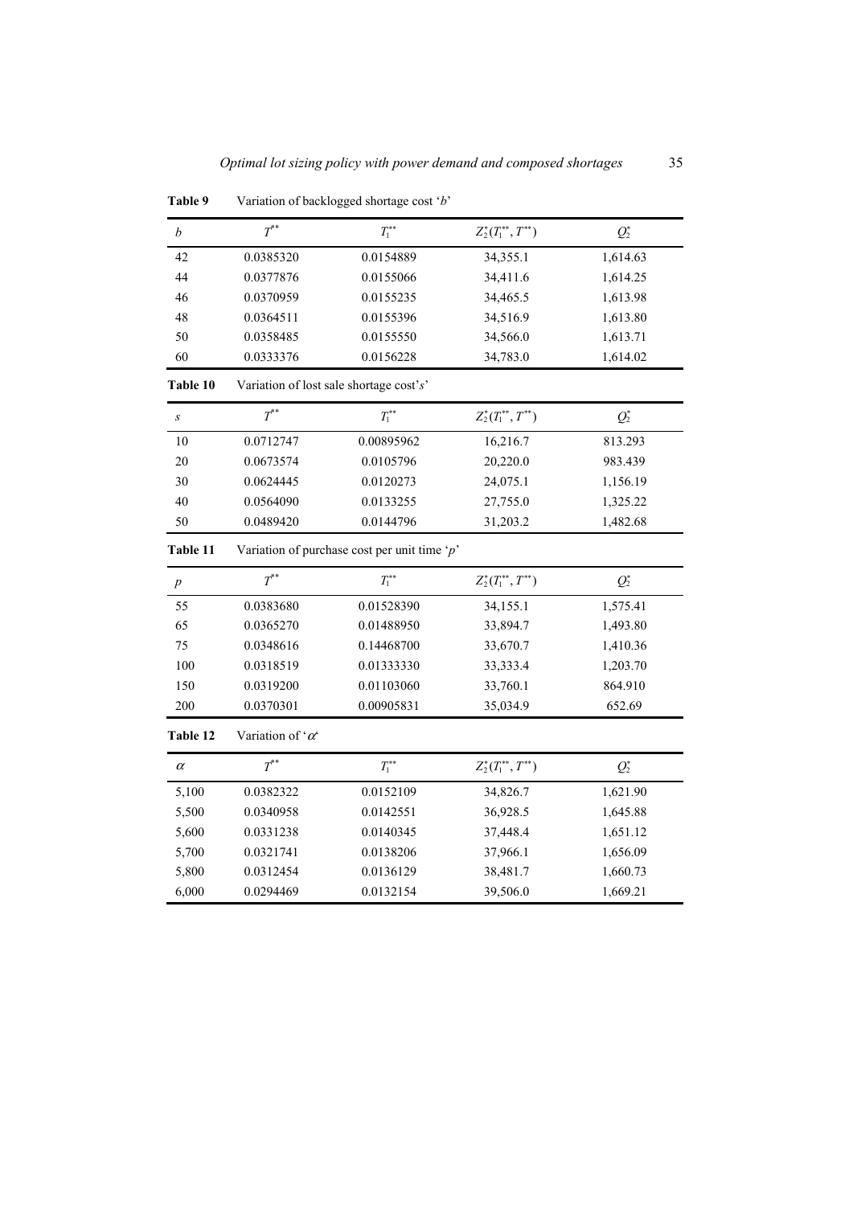**Table 9** Variation of backlogged shortage cost '$b$'

| $b$ | $T^{**}$ | $T_1^{**}$ | $Z_2^*(T_1^{**}, T^{**})$ | $Q_2^*$ |
|---|---|---|---|---|
| 42 | 0.0385320 | 0.0154889 | 34,355.1 | 1,614.63 |
| 44 | 0.0377876 | 0.0155066 | 34,411.6 | 1,614.25 |
| 46 | 0.0370959 | 0.0155235 | 34,465.5 | 1,613.98 |
| 48 | 0.0364511 | 0.0155396 | 34,516.9 | 1,613.80 |
| 50 | 0.0358485 | 0.0155550 | 34,566.0 | 1,613.71 |
| 60 | 0.0333376 | 0.0156228 | 34,783.0 | 1,614.02 |

**Table 10** Variation of lost sale shortage cost'$s$'

| $s$ | $T^{**}$ | $T_1^{**}$ | $Z_2^*(T_1^{**}, T^{**})$ | $Q_2^*$ |
|---|---|---|---|---|
| 10 | 0.0712747 | 0.00895962 | 16,216.7 | 813.293 |
| 20 | 0.0673574 | 0.0105796 | 20,220.0 | 983.439 |
| 30 | 0.0624445 | 0.0120273 | 24,075.1 | 1,156.19 |
| 40 | 0.0564090 | 0.0133255 | 27,755.0 | 1,325.22 |
| 50 | 0.0489420 | 0.0144796 | 31,203.2 | 1,482.68 |

**Table 11** Variation of purchase cost per unit time '$p$'

| $p$ | $T^{**}$ | $T_1^{**}$ | $Z_2^*(T_1^{**}, T^{**})$ | $Q_2^*$ |
|---|---|---|---|---|
| 55 | 0.0383680 | 0.01528390 | 34,155.1 | 1,575.41 |
| 65 | 0.0365270 | 0.01488950 | 33,894.7 | 1,493.80 |
| 75 | 0.0348616 | 0.14468700 | 33,670.7 | 1,410.36 |
| 100 | 0.0318519 | 0.01333330 | 33,333.4 | 1,203.70 |
| 150 | 0.0319200 | 0.01103060 | 33,760.1 | 864.910 |
| 200 | 0.0370301 | 0.00905831 | 35,034.9 | 652.69 |

**Table 12** Variation of '$\alpha$'

| $\alpha$ | $T^{**}$ | $T_1^{**}$ | $Z_2^*(T_1^{**}, T^{**})$ | $Q_2^*$ |
|---|---|---|---|---|
| 5,100 | 0.0382322 | 0.0152109 | 34,826.7 | 1,621.90 |
| 5,500 | 0.0340958 | 0.0142551 | 36,928.5 | 1,645.88 |
| 5,600 | 0.0331238 | 0.0140345 | 37,448.4 | 1,651.12 |
| 5,700 | 0.0321741 | 0.0138206 | 37,966.1 | 1,656.09 |
| 5,800 | 0.0312454 | 0.0136129 | 38,481.7 | 1,660.73 |
| 6,000 | 0.0294469 | 0.0132154 | 39,506.0 | 1,669.21 |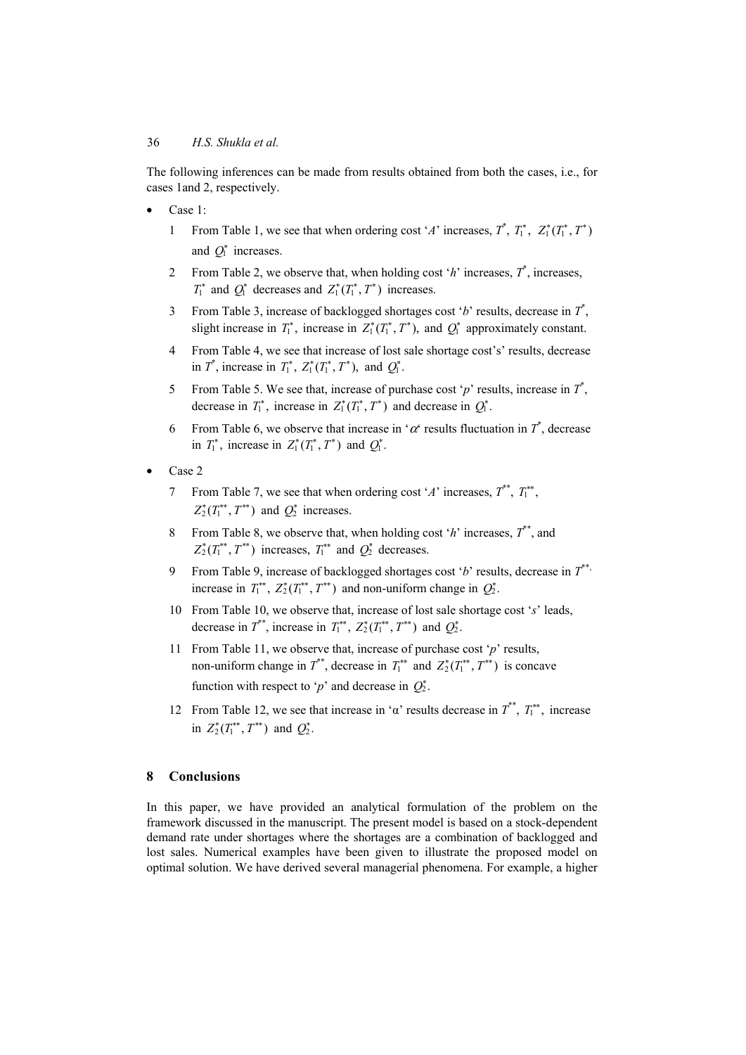The following inferences can be made from results obtained from both the cases, i.e., for cases 1and 2, respectively.

- Case 1:
  1. From Table 1, we see that when ordering cost '$A$' increases, $T^*$, $T_1^*$, $Z_1^*(T_1^*, T^*)$ and $Q_1^*$ increases.
  2. From Table 2, we observe that, when holding cost '$h$' increases, $T^*$, increases, $T_1^*$ and $Q_1^*$ decreases and $Z_1^*(T_1^*, T^*)$ increases.
  3. From Table 3, increase of backlogged shortages cost '$b$' results, decrease in $T^*$, slight increase in $T_1^*$, increase in $Z_1^*(T_1^*, T^*)$, and $Q_1^*$ approximately constant.
  4. From Table 4, we see that increase of lost sale shortage cost's' results, decrease in $T^*$, increase in $T_1^*$, $Z_1^*(T_1^*, T^*)$, and $Q_1^*$.
  5. From Table 5. We see that, increase of purchase cost '$p$' results, increase in $T^*$, decrease in $T_1^*$, increase in $Z_1^*(T_1^*, T^*)$ and decrease in $Q_1^*$.
  6. From Table 6, we observe that increase in '$\alpha$' results fluctuation in $T^*$, decrease in $T_1^*$, increase in $Z_1^*(T_1^*, T^*)$ and $Q_1^*$.
- Case 2
  7. From Table 7, we see that when ordering cost '$A$' increases, $T^{**}$, $T_1^{**}$, $Z_2^*(T_1^{**}, T^{**})$ and $Q_2^*$ increases.
  8. From Table 8, we observe that, when holding cost '$h$' increases, $T^{**}$, and $Z_2^*(T_1^{**}, T^{**})$ increases, $T_1^{**}$ and $Q_2^*$ decreases.
  9. From Table 9, increase of backlogged shortages cost '$b$' results, decrease in $T^{**}$, increase in $T_1^{**}$, $Z_2^*(T_1^{**}, T^{**})$ and non-uniform change in $Q_2^*$.
  10. From Table 10, we observe that, increase of lost sale shortage cost '$s$' leads, decrease in $T^{**}$, increase in $T_1^{**}$, $Z_2^*(T_1^{**}, T^{**})$ and $Q_2^*$.
  11. From Table 11, we observe that, increase of purchase cost '$p$' results, non-uniform change in $T^{**}$, decrease in $T_1^{**}$ and $Z_2^*(T_1^{**}, T^{**})$ is concave function with respect to '$p$' and decrease in $Q_2^*$.
  12. From Table 12, we see that increase in '$\alpha$' results decrease in $T^{**}$, $T_1^{**}$, increase in $Z_2^*(T_1^{**}, T^{**})$ and $Q_2^*$.

## 8 Conclusions

In this paper, we have provided an analytical formulation of the problem on the framework discussed in the manuscript. The present model is based on a stock-dependent demand rate under shortages where the shortages are a combination of backlogged and lost sales. Numerical examples have been given to illustrate the proposed model on optimal solution. We have derived several managerial phenomena. For example, a higher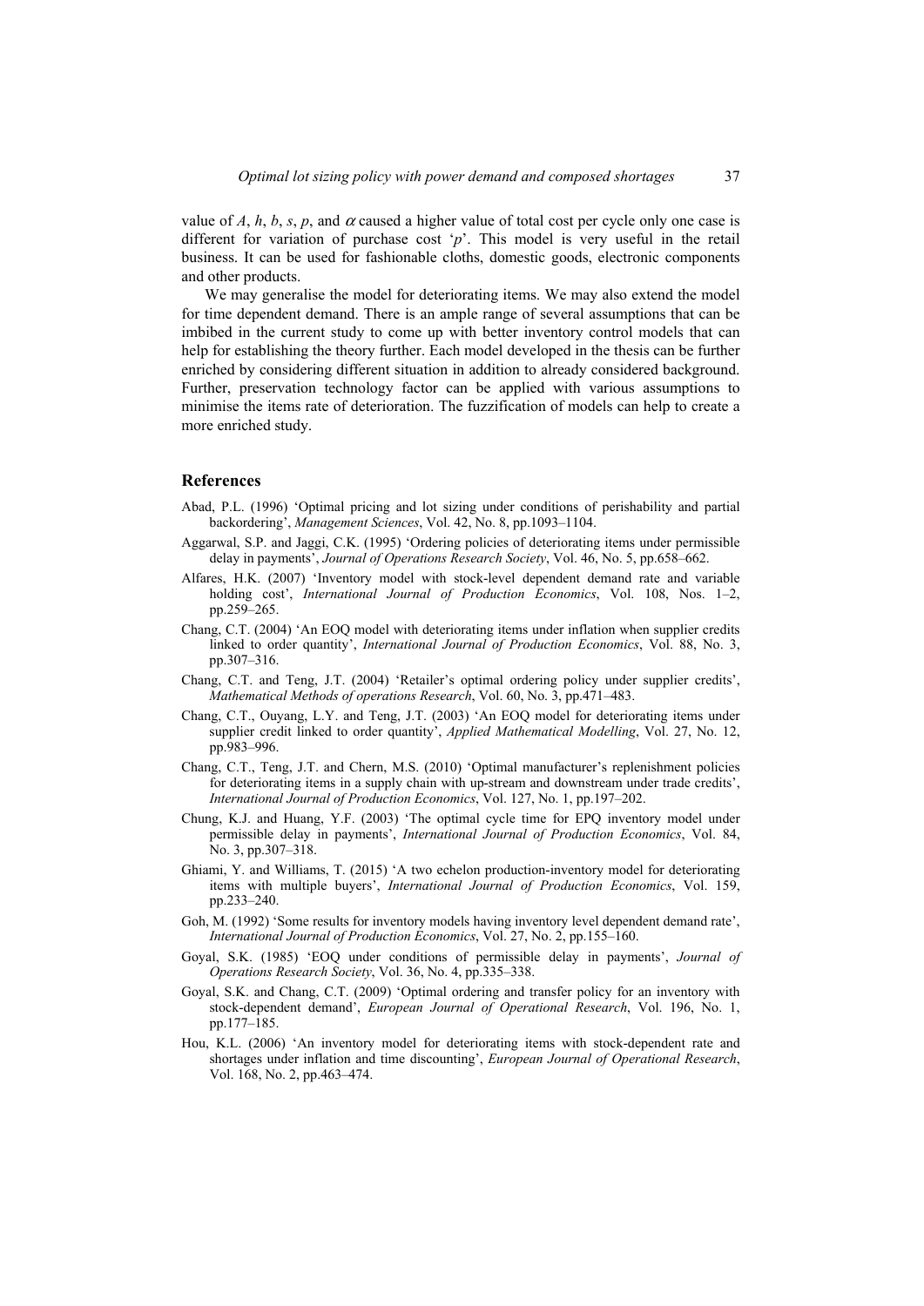value of $A$, $h$, $b$, $s$, $p$, and $\alpha$ caused a higher value of total cost per cycle only one case is different for variation of purchase cost '$p$'. This model is very useful in the retail business. It can be used for fashionable cloths, domestic goods, electronic components and other products.

We may generalise the model for deteriorating items. We may also extend the model for time dependent demand. There is an ample range of several assumptions that can be imbibed in the current study to come up with better inventory control models that can help for establishing the theory further. Each model developed in the thesis can be further enriched by considering different situation in addition to already considered background. Further, preservation technology factor can be applied with various assumptions to minimise the items rate of deterioration. The fuzzification of models can help to create a more enriched study.

## References

Abad, P.L. (1996) 'Optimal pricing and lot sizing under conditions of perishability and partial backordering', *Management Sciences*, Vol. 42, No. 8, pp.1093–1104.

Aggarwal, S.P. and Jaggi, C.K. (1995) 'Ordering policies of deteriorating items under permissible delay in payments', *Journal of Operations Research Society*, Vol. 46, No. 5, pp.658–662.

Alfares, H.K. (2007) 'Inventory model with stock-level dependent demand rate and variable holding cost', *International Journal of Production Economics*, Vol. 108, Nos. 1–2, pp.259–265.

Chang, C.T. (2004) 'An EOQ model with deteriorating items under inflation when supplier credits linked to order quantity', *International Journal of Production Economics*, Vol. 88, No. 3, pp.307–316.

Chang, C.T. and Teng, J.T. (2004) 'Retailer's optimal ordering policy under supplier credits', *Mathematical Methods of operations Research*, Vol. 60, No. 3, pp.471–483.

Chang, C.T., Ouyang, L.Y. and Teng, J.T. (2003) 'An EOQ model for deteriorating items under supplier credit linked to order quantity', *Applied Mathematical Modelling*, Vol. 27, No. 12, pp.983–996.

Chang, C.T., Teng, J.T. and Chern, M.S. (2010) 'Optimal manufacturer's replenishment policies for deteriorating items in a supply chain with up-stream and downstream under trade credits', *International Journal of Production Economics*, Vol. 127, No. 1, pp.197–202.

Chung, K.J. and Huang, Y.F. (2003) 'The optimal cycle time for EPQ inventory model under permissible delay in payments', *International Journal of Production Economics*, Vol. 84, No. 3, pp.307–318.

Ghiami, Y. and Williams, T. (2015) 'A two echelon production-inventory model for deteriorating items with multiple buyers', *International Journal of Production Economics*, Vol. 159, pp.233–240.

Goh, M. (1992) 'Some results for inventory models having inventory level dependent demand rate', *International Journal of Production Economics*, Vol. 27, No. 2, pp.155–160.

Goyal, S.K. (1985) 'EOQ under conditions of permissible delay in payments', *Journal of Operations Research Society*, Vol. 36, No. 4, pp.335–338.

Goyal, S.K. and Chang, C.T. (2009) 'Optimal ordering and transfer policy for an inventory with stock-dependent demand', *European Journal of Operational Research*, Vol. 196, No. 1, pp.177–185.

Hou, K.L. (2006) 'An inventory model for deteriorating items with stock-dependent rate and shortages under inflation and time discounting', *European Journal of Operational Research*, Vol. 168, No. 2, pp.463–474.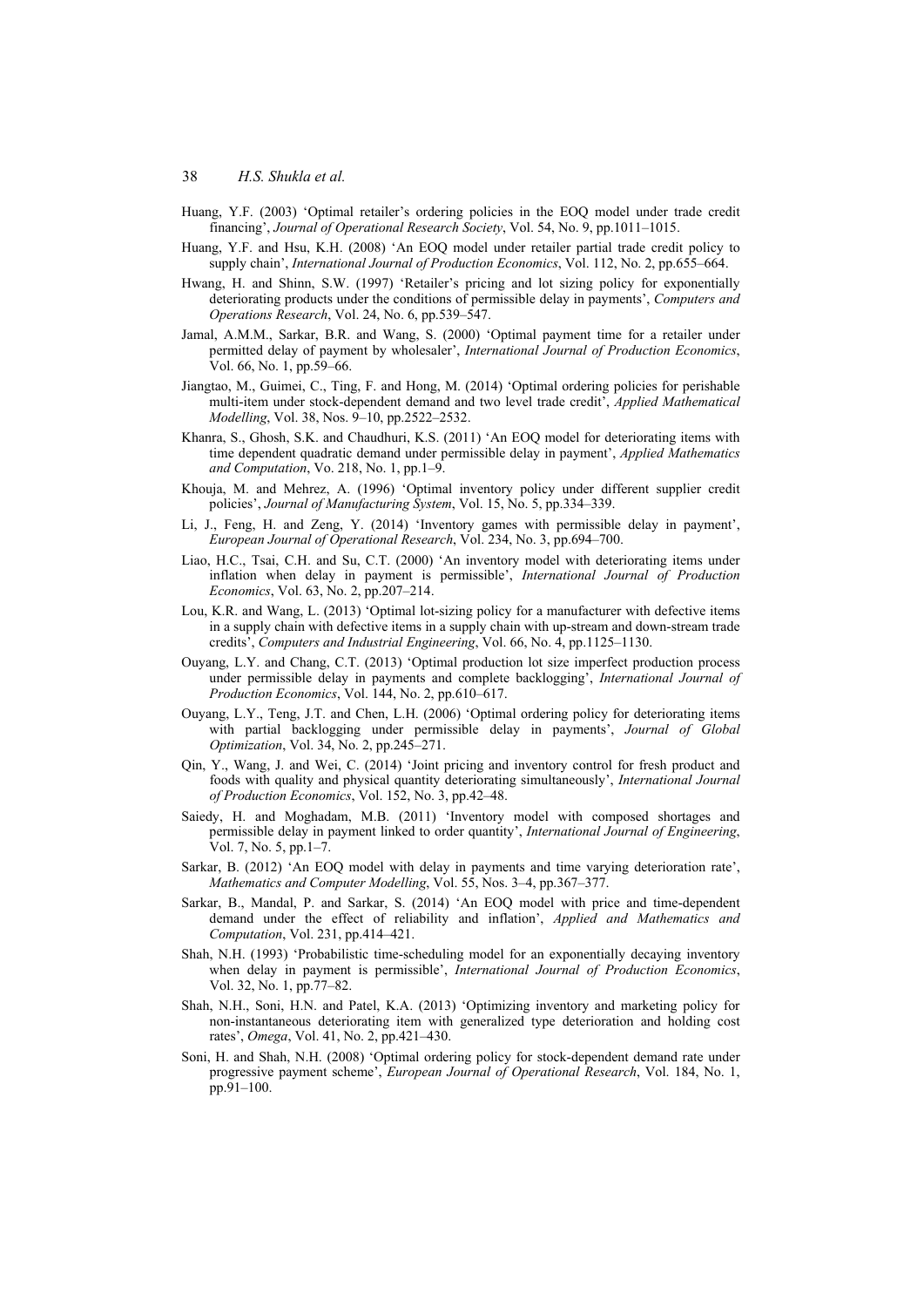Huang, Y.F. (2003) 'Optimal retailer's ordering policies in the EOQ model under trade credit financing', *Journal of Operational Research Society*, Vol. 54, No. 9, pp.1011–1015.

Huang, Y.F. and Hsu, K.H. (2008) 'An EOQ model under retailer partial trade credit policy to supply chain', *International Journal of Production Economics*, Vol. 112, No. 2, pp.655–664.

Hwang, H. and Shinn, S.W. (1997) 'Retailer's pricing and lot sizing policy for exponentially deteriorating products under the conditions of permissible delay in payments', *Computers and Operations Research*, Vol. 24, No. 6, pp.539–547.

Jamal, A.M.M., Sarkar, B.R. and Wang, S. (2000) 'Optimal payment time for a retailer under permitted delay of payment by wholesaler', *International Journal of Production Economics*, Vol. 66, No. 1, pp.59–66.

Jiangtao, M., Guimei, C., Ting, F. and Hong, M. (2014) 'Optimal ordering policies for perishable multi-item under stock-dependent demand and two level trade credit', *Applied Mathematical Modelling*, Vol. 38, Nos. 9–10, pp.2522–2532.

Khanra, S., Ghosh, S.K. and Chaudhuri, K.S. (2011) 'An EOQ model for deteriorating items with time dependent quadratic demand under permissible delay in payment', *Applied Mathematics and Computation*, Vo. 218, No. 1, pp.1–9.

Khouja, M. and Mehrez, A. (1996) 'Optimal inventory policy under different supplier credit policies', *Journal of Manufacturing System*, Vol. 15, No. 5, pp.334–339.

Li, J., Feng, H. and Zeng, Y. (2014) 'Inventory games with permissible delay in payment', *European Journal of Operational Research*, Vol. 234, No. 3, pp.694–700.

Liao, H.C., Tsai, C.H. and Su, C.T. (2000) 'An inventory model with deteriorating items under inflation when delay in payment is permissible', *International Journal of Production Economics*, Vol. 63, No. 2, pp.207–214.

Lou, K.R. and Wang, L. (2013) 'Optimal lot-sizing policy for a manufacturer with defective items in a supply chain with defective items in a supply chain with up-stream and down-stream trade credits', *Computers and Industrial Engineering*, Vol. 66, No. 4, pp.1125–1130.

Ouyang, L.Y. and Chang, C.T. (2013) 'Optimal production lot size imperfect production process under permissible delay in payments and complete backlogging', *International Journal of Production Economics*, Vol. 144, No. 2, pp.610–617.

Ouyang, L.Y., Teng, J.T. and Chen, L.H. (2006) 'Optimal ordering policy for deteriorating items with partial backlogging under permissible delay in payments', *Journal of Global Optimization*, Vol. 34, No. 2, pp.245–271.

Qin, Y., Wang, J. and Wei, C. (2014) 'Joint pricing and inventory control for fresh product and foods with quality and physical quantity deteriorating simultaneously', *International Journal of Production Economics*, Vol. 152, No. 3, pp.42–48.

Saiedy, H. and Moghadam, M.B. (2011) 'Inventory model with composed shortages and permissible delay in payment linked to order quantity', *International Journal of Engineering*, Vol. 7, No. 5, pp.1–7.

Sarkar, B. (2012) 'An EOQ model with delay in payments and time varying deterioration rate', *Mathematics and Computer Modelling*, Vol. 55, Nos. 3–4, pp.367–377.

Sarkar, B., Mandal, P. and Sarkar, S. (2014) 'An EOQ model with price and time-dependent demand under the effect of reliability and inflation', *Applied and Mathematics and Computation*, Vol. 231, pp.414–421.

Shah, N.H. (1993) 'Probabilistic time-scheduling model for an exponentially decaying inventory when delay in payment is permissible', *International Journal of Production Economics*, Vol. 32, No. 1, pp.77–82.

Shah, N.H., Soni, H.N. and Patel, K.A. (2013) 'Optimizing inventory and marketing policy for non-instantaneous deteriorating item with generalized type deterioration and holding cost rates', *Omega*, Vol. 41, No. 2, pp.421–430.

Soni, H. and Shah, N.H. (2008) 'Optimal ordering policy for stock-dependent demand rate under progressive payment scheme', *European Journal of Operational Research*, Vol. 184, No. 1, pp.91–100.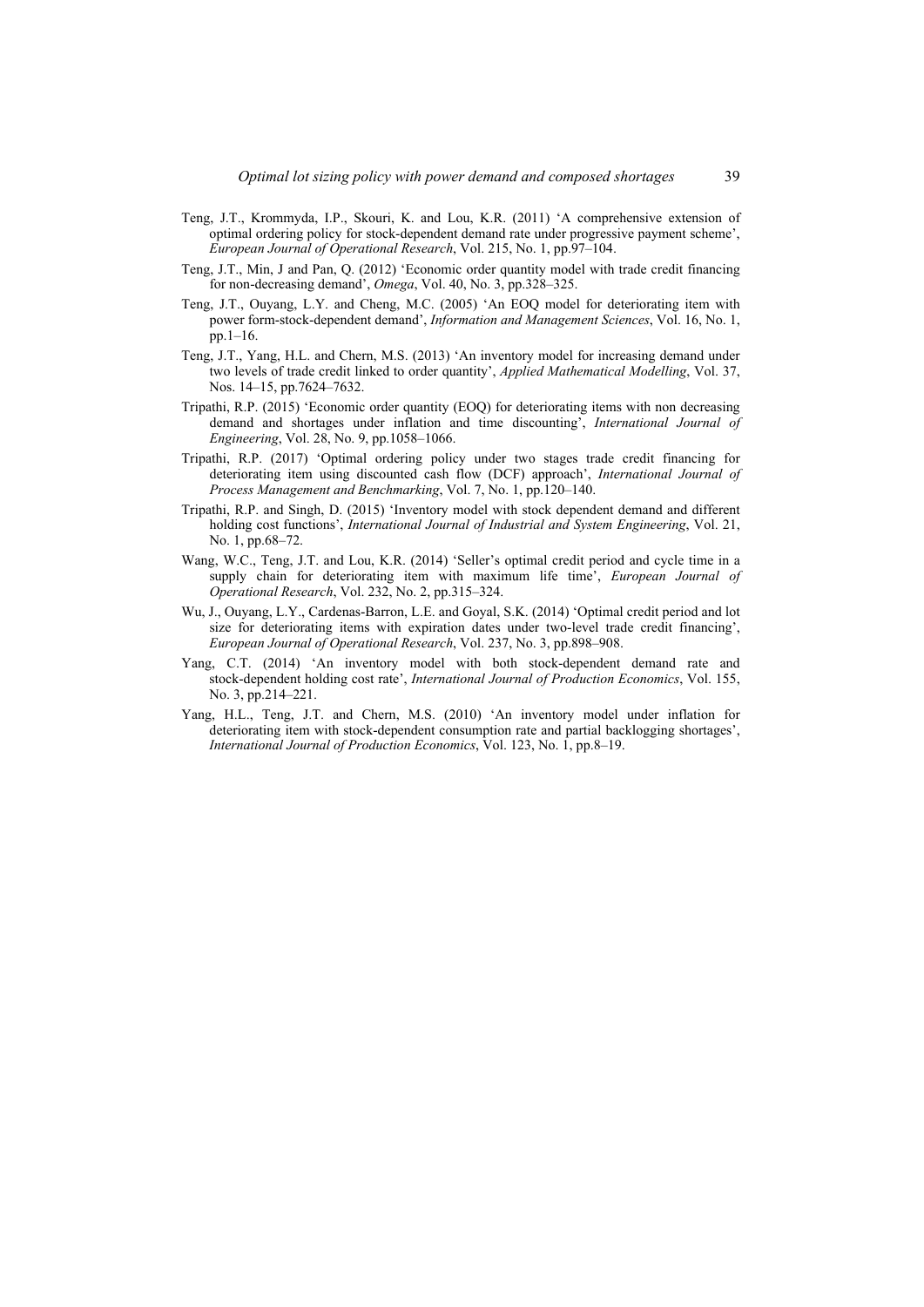Teng, J.T., Krommyda, I.P., Skouri, K. and Lou, K.R. (2011) 'A comprehensive extension of optimal ordering policy for stock-dependent demand rate under progressive payment scheme', *European Journal of Operational Research*, Vol. 215, No. 1, pp.97–104.

Teng, J.T., Min, J and Pan, Q. (2012) 'Economic order quantity model with trade credit financing for non-decreasing demand', *Omega*, Vol. 40, No. 3, pp.328–325.

Teng, J.T., Ouyang, L.Y. and Cheng, M.C. (2005) 'An EOQ model for deteriorating item with power form-stock-dependent demand', *Information and Management Sciences*, Vol. 16, No. 1, pp.1–16.

Teng, J.T., Yang, H.L. and Chern, M.S. (2013) 'An inventory model for increasing demand under two levels of trade credit linked to order quantity', *Applied Mathematical Modelling*, Vol. 37, Nos. 14–15, pp.7624–7632.

Tripathi, R.P. (2015) 'Economic order quantity (EOQ) for deteriorating items with non decreasing demand and shortages under inflation and time discounting', *International Journal of Engineering*, Vol. 28, No. 9, pp.1058–1066.

Tripathi, R.P. (2017) 'Optimal ordering policy under two stages trade credit financing for deteriorating item using discounted cash flow (DCF) approach', *International Journal of Process Management and Benchmarking*, Vol. 7, No. 1, pp.120–140.

Tripathi, R.P. and Singh, D. (2015) 'Inventory model with stock dependent demand and different holding cost functions', *International Journal of Industrial and System Engineering*, Vol. 21, No. 1, pp.68–72.

Wang, W.C., Teng, J.T. and Lou, K.R. (2014) 'Seller's optimal credit period and cycle time in a supply chain for deteriorating item with maximum life time', *European Journal of Operational Research*, Vol. 232, No. 2, pp.315–324.

Wu, J., Ouyang, L.Y., Cardenas-Barron, L.E. and Goyal, S.K. (2014) 'Optimal credit period and lot size for deteriorating items with expiration dates under two-level trade credit financing', *European Journal of Operational Research*, Vol. 237, No. 3, pp.898–908.

Yang, C.T. (2014) 'An inventory model with both stock-dependent demand rate and stock-dependent holding cost rate', *International Journal of Production Economics*, Vol. 155, No. 3, pp.214–221.

Yang, H.L., Teng, J.T. and Chern, M.S. (2010) 'An inventory model under inflation for deteriorating item with stock-dependent consumption rate and partial backlogging shortages', *International Journal of Production Economics*, Vol. 123, No. 1, pp.8–19.